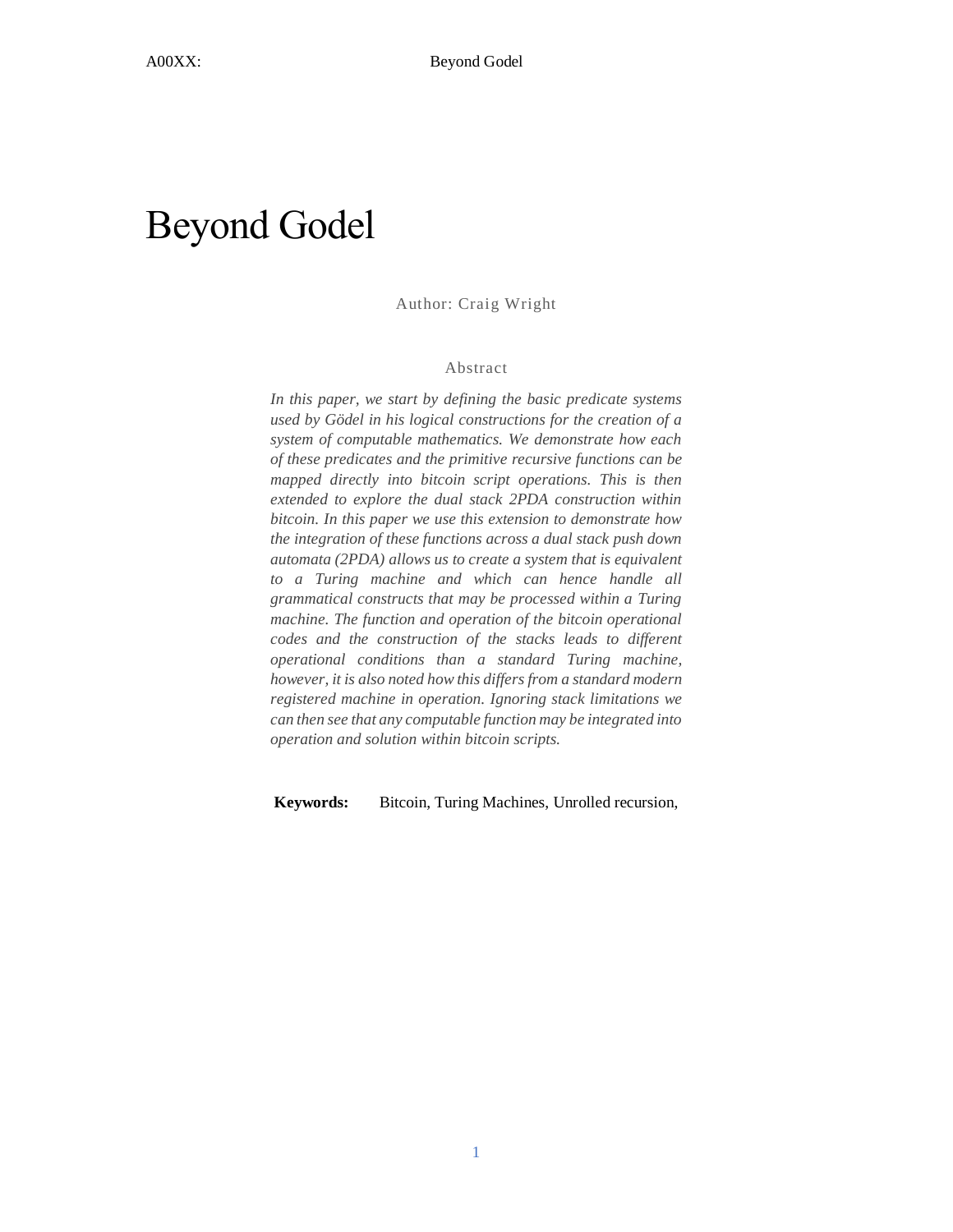# Beyond Godel

Author: Craig Wright

## Abstract

*In this paper, we start by defining the basic predicate systems used by Gödel in his logical constructions for the creation of a system of computable mathematics. We demonstrate how each of these predicates and the primitive recursive functions can be mapped directly into bitcoin script operations. This is then extended to explore the dual stack 2PDA construction within bitcoin. In this paper we use this extension to demonstrate how the integration of these functions across a dual stack push down automata (2PDA) allows us to create a system that is equivalent to a Turing machine and which can hence handle all grammatical constructs that may be processed within a Turing machine. The function and operation of the bitcoin operational codes and the construction of the stacks leads to different operational conditions than a standard Turing machine, however, it is also noted how this differs from a standard modern registered machine in operation. Ignoring stack limitations we can then see that any computable function may be integrated into operation and solution within bitcoin scripts.*

**Keywords:** Bitcoin, Turing Machines, Unrolled recursion,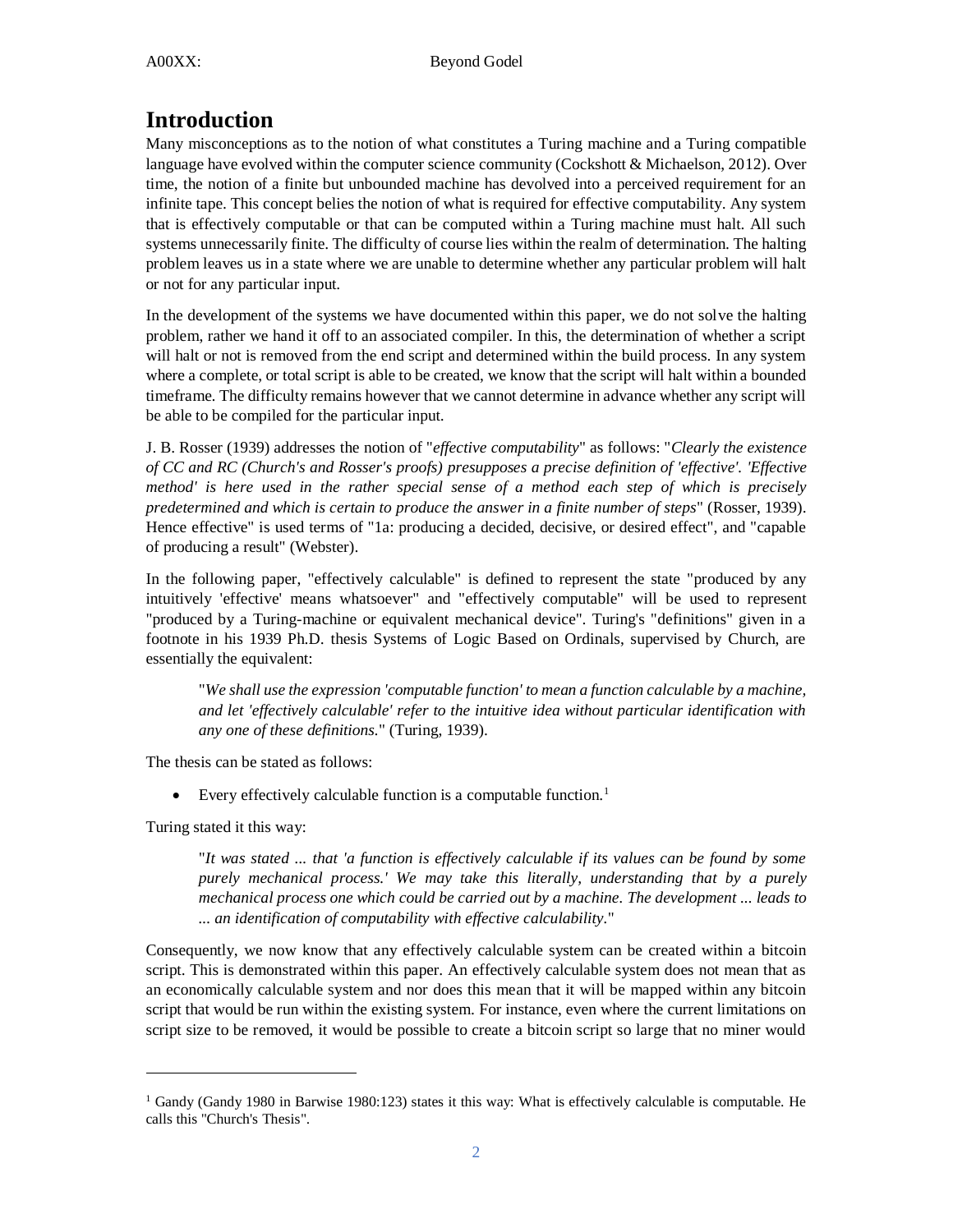# Introduction

Many misconceptions as to the notion of what constitutes a Turing machine and a Turing compatible language have evolved within the computer science community (Cockshott & Michaelson, 2012). Over time, the notion of a finite but unbounded machine has devolved into a perceived requirement for an infinite tape. This concept belies the notion of what is required for effective computability. Any system that is effectively computable or that can be computed within a Turing machine must halt. All such systems unnecessarily finite. The difficulty of course lies within the realm of determination. The halting problem leaves us in a state where we are unable to determine whether any particular problem will halt or not for any particular input.

In the development of the systems we have documented within this paper, we do not solve the halting problem, rather we hand it off to an associated compiler. In this, the determination of whether a script will halt or not is removed from the end script and determined within the build process. In any system where a complete, or total script is able to be created, we know that the script will halt within a bounded timeframe. The difficulty remains however that we cannot determine in advance whether any script will be able to be compiled for the particular input.

J. B. Rosser (1939) addresses the notion of "*effective computability*" as follows: "*Clearly the existence of CC and RC (Church's and Rosser's proofs) presupposes a precise definition of 'effective'. 'Effective method' is here used in the rather special sense of a method each step of which is precisely predetermined and which is certain to produce the answer in a finite number of steps*" (Rosser, 1939). Hence effective" is used terms of "1a: producing a decided, decisive, or desired effect", and "capable of producing a result" (Webster).

In the following paper, "effectively calculable" is defined to represent the state "produced by any intuitively 'effective' means whatsoever" and "effectively computable" will be used to represent "produced by a Turing-machine or equivalent mechanical device". Turing's "definitions" given in a footnote in his 1939 Ph.D. thesis Systems of Logic Based on Ordinals, supervised by Church, are essentially the equivalent:

> "*We shall use the expression 'computable function' to mean a function calculable by a machine, and let 'effectively calculable' refer to the intuitive idea without particular identification with any one of these definitions*." (Turing, 1939).

The thesis can be stated as follows:

- Every effectively calculable function is a computable function.[1]

Turing stated it this way:

> "*It was stated ... that 'a function is effectively calculable if its values can be found by some purely mechanical process.' We may take this literally, understanding that by a purely mechanical process one which could be carried out by a machine. The development ... leads to ... an identification of computability with effective calculability*."

Consequently, we now know that any effectively calculable system can be created within a bitcoin script. This is demonstrated within this paper. An effectively calculable system does not mean that as an economically calculable system and nor does this mean that it will be mapped within any bitcoin script that would be run within the existing system. For instance, even where the current limitations on script size to be removed, it would be possible to create a bitcoin script so large that no miner would

---

[1] Gandy (Gandy 1980 in Barwise 1980:123) states it this way: What is effectively calculable is computable. He calls this "Church's Thesis".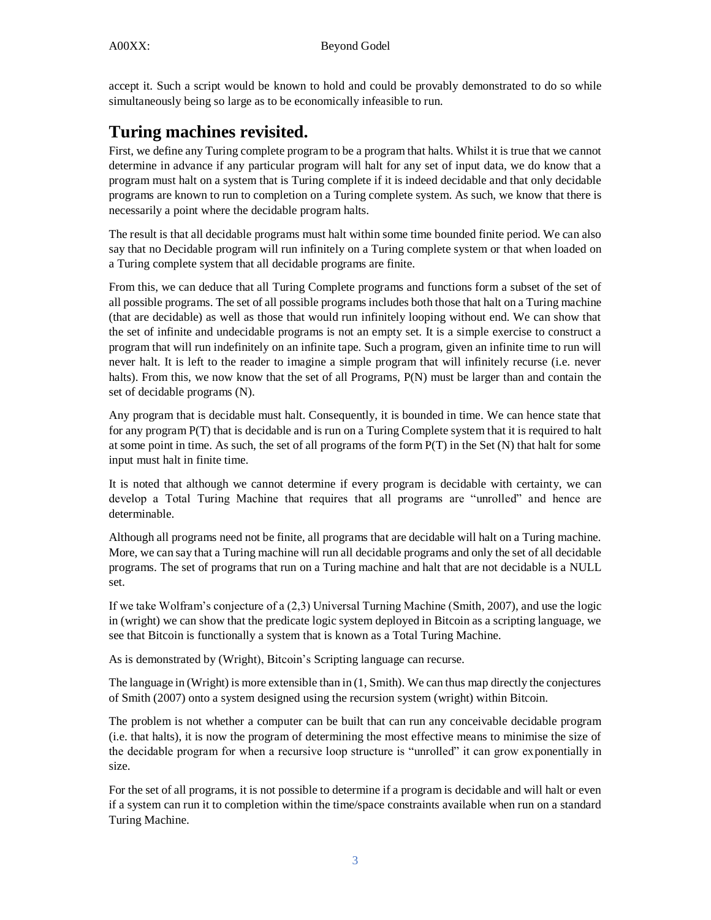accept it. Such a script would be known to hold and could be provably demonstrated to do so while simultaneously being so large as to be economically infeasible to run.

# Turing machines revisited.

First, we define any Turing complete program to be a program that halts. Whilst it is true that we cannot determine in advance if any particular program will halt for any set of input data, we do know that a program must halt on a system that is Turing complete if it is indeed decidable and that only decidable programs are known to run to completion on a Turing complete system. As such, we know that there is necessarily a point where the decidable program halts.

The result is that all decidable programs must halt within some time bounded finite period. We can also say that no Decidable program will run infinitely on a Turing complete system or that when loaded on a Turing complete system that all decidable programs are finite.

From this, we can deduce that all Turing Complete programs and functions form a subset of the set of all possible programs. The set of all possible programs includes both those that halt on a Turing machine (that are decidable) as well as those that would run infinitely looping without end. We can show that the set of infinite and undecidable programs is not an empty set. It is a simple exercise to construct a program that will run indefinitely on an infinite tape. Such a program, given an infinite time to run will never halt. It is left to the reader to imagine a simple program that will infinitely recurse (i.e. never halts). From this, we now know that the set of all Programs, P(N) must be larger than and contain the set of decidable programs (N).

Any program that is decidable must halt. Consequently, it is bounded in time. We can hence state that for any program P(T) that is decidable and is run on a Turing Complete system that it is required to halt at some point in time. As such, the set of all programs of the form P(T) in the Set (N) that halt for some input must halt in finite time.

It is noted that although we cannot determine if every program is decidable with certainty, we can develop a Total Turing Machine that requires that all programs are "unrolled" and hence are determinable.

Although all programs need not be finite, all programs that are decidable will halt on a Turing machine. More, we can say that a Turing machine will run all decidable programs and only the set of all decidable programs. The set of programs that run on a Turing machine and halt that are not decidable is a NULL set.

If we take Wolfram's conjecture of a (2,3) Universal Turning Machine (Smith, 2007), and use the logic in (wright) we can show that the predicate logic system deployed in Bitcoin as a scripting language, we see that Bitcoin is functionally a system that is known as a Total Turing Machine.

As is demonstrated by (Wright), Bitcoin's Scripting language can recurse.

The language in (Wright) is more extensible than in (1, Smith). We can thus map directly the conjectures of Smith (2007) onto a system designed using the recursion system (wright) within Bitcoin.

The problem is not whether a computer can be built that can run any conceivable decidable program (i.e. that halts), it is now the program of determining the most effective means to minimise the size of the decidable program for when a recursive loop structure is "unrolled" it can grow exponentially in size.

For the set of all programs, it is not possible to determine if a program is decidable and will halt or even if a system can run it to completion within the time/space constraints available when run on a standard Turing Machine.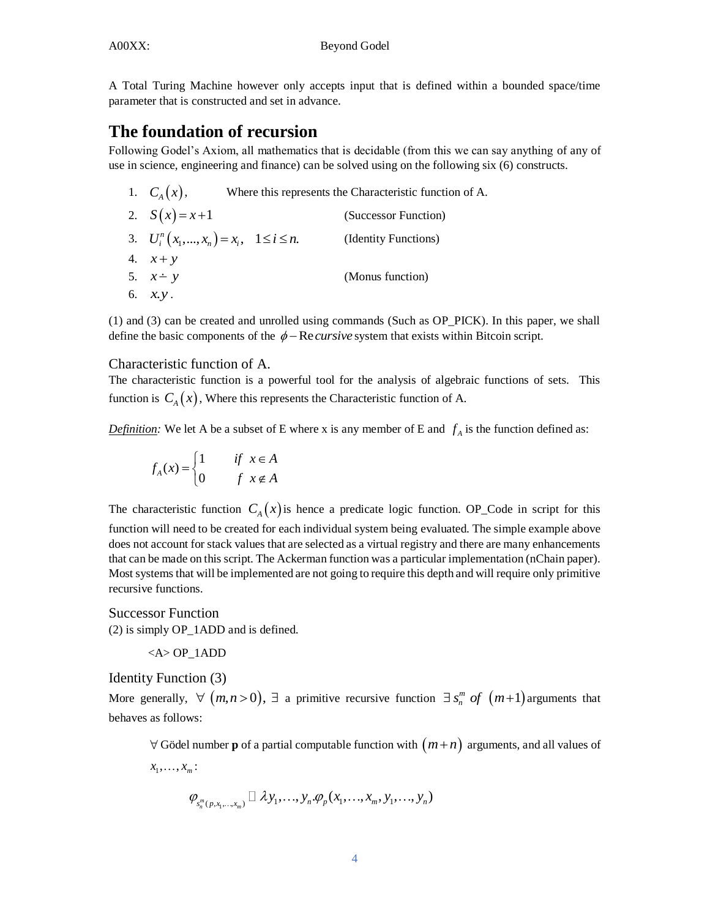A Total Turing Machine however only accepts input that is defined within a bounded space/time parameter that is constructed and set in advance.

# The foundation of recursion

Following Godel's Axiom, all mathematics that is decidable (from this we can say anything of any of use in science, engineering and finance) can be solved using on the following six (6) constructs.

1. $C_A(x)$, Where this represents the Characteristic function of A.
2. $S(x) = x + 1$ (Successor Function)
3. $U_i^n(x_1, ..., x_n) = x_i, \quad 1 \le i \le n.$ (Identity Functions)
4. $x + y$
5. $x \dot{-} y$ (Monus function)
6. $x.y$ .

(1) and (3) can be created and unrolled using commands (Such as OP_PICK). In this paper, we shall define the basic components of the $\phi - \text{Re}\,cursive$ system that exists within Bitcoin script.

## Characteristic function of A.

The characteristic function is a powerful tool for the analysis of algebraic functions of sets. This function is $C_A(x)$, Where this represents the Characteristic function of A.

***Definition:*** We let A be a subset of E where x is any member of E and $f_A$ is the function defined as:

$$f_A(x) = \begin{cases} 1 & if \;\; x \in A \\ 0 & f \;\; x \notin A \end{cases}$$

The characteristic function $C_A(x)$ is hence a predicate logic function. OP_Code in script for this function will need to be created for each individual system being evaluated. The simple example above does not account for stack values that are selected as a virtual registry and there are many enhancements that can be made on this script. The Ackerman function was a particular implementation (nChain paper). Most systems that will be implemented are not going to require this depth and will require only primitive recursive functions.

## Successor Function

(2) is simply OP_1ADD and is defined.

<A> OP_1ADD

## Identity Function (3)

More generally, $\forall\ (m, n > 0)$, $\exists$ a primitive recursive function $\exists\, s_n^m \; of \; (m+1)$ arguments that behaves as follows:

$\forall$ Gödel number **p** of a partial computable function with $(m+n)$ arguments, and all values of $x_1, \ldots, x_m$:

$$\varphi_{s_n^m(p, x_1, \ldots, x_m)} \simeq \lambda y_1, \ldots, y_n . \varphi_p(x_1, \ldots, x_m, y_1, \ldots, y_n)$$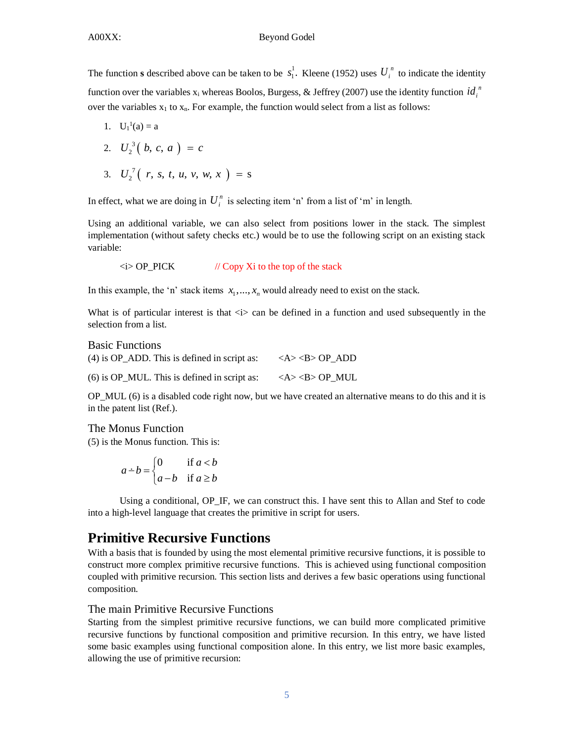The function **s** described above can be taken to be $s_1^1$. Kleene (1952) uses $U_i^n$ to indicate the identity function over the variables $x_i$ whereas Boolos, Burgess, & Jeffrey (2007) use the identity function $id_i^n$ over the variables $x_1$ to $x_n$. For example, the function would select from a list as follows:

1. $U_1^1(a) = a$
2. $U_2^3(b, c, a) = c$
3. $U_2^7(r, s, t, u, v, w, x) = s$

In effect, what we are doing in $U_i^n$ is selecting item 'n' from a list of 'm' in length.

Using an additional variable, we can also select from positions lower in the stack. The simplest implementation (without safety checks etc.) would be to use the following script on an existing stack variable:

```
<i> OP_PICK          // Copy Xi to the top of the stack
```

In this example, the 'n' stack items $x_1, ..., x_n$ would already need to exist on the stack.

What is of particular interest is that <i> can be defined in a function and used subsequently in the selection from a list.

### Basic Functions

(4) is OP_ADD. This is defined in script as: <A> <B> OP_ADD

(6) is OP_MUL. This is defined in script as: <A> <B> OP_MUL

OP_MUL (6) is a disabled code right now, but we have created an alternative means to do this and it is in the patent list (Ref.).

### The Monus Function

(5) is the Monus function. This is:

$$a \dot{-} b = \begin{cases} 0 & \text{if } a < b \\ a - b & \text{if } a \geq b \end{cases}$$

Using a conditional, OP_IF, we can construct this. I have sent this to Allan and Stef to code into a high-level language that creates the primitive in script for users.

## Primitive Recursive Functions

With a basis that is founded by using the most elemental primitive recursive functions, it is possible to construct more complex primitive recursive functions. This is achieved using functional composition coupled with primitive recursion. This section lists and derives a few basic operations using functional composition.

### The main Primitive Recursive Functions

Starting from the simplest primitive recursive functions, we can build more complicated primitive recursive functions by functional composition and primitive recursion. In this entry, we have listed some basic examples using functional composition alone. In this entry, we list more basic examples, allowing the use of primitive recursion: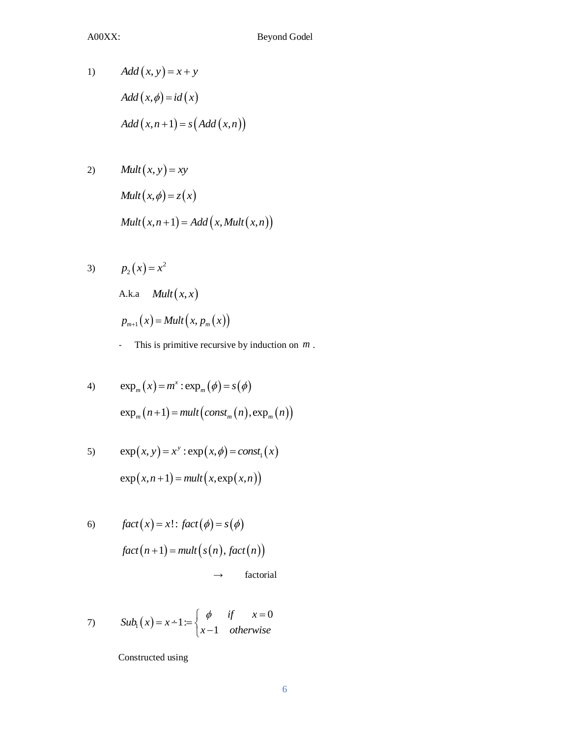1) $Add(x, y) = x + y$

$Add(x, \phi) = id(x)$

$Add(x, n+1) = s(Add(x, n))$

2) $Mult(x, y) = xy$

$Mult(x, \phi) = z(x)$

$Mult(x, n+1) = Add(x, Mult(x, n))$

3) $p_2(x) = x^2$

A.k.a $Mult(x, x)$

$p_{m+1}(x) = Mult(x, p_m(x))$

- This is primitive recursive by induction on $m$.

4) $\exp_m(x) = m^x : \exp_m(\phi) = s(\phi)$

$\exp_m(n+1) = mult(const_m(n), \exp_m(n))$

5) $\exp(x, y) = x^y : \exp(x, \phi) = const_1(x)$

$\exp(x, n+1) = mult(x, \exp(x, n))$

6) $fact(x) = x! : fact(\phi) = s(\phi)$

$fact(n+1) = mult(s(n), fact(n))$

$\rightarrow$ factorial

7) $Sub_1(x) = x \dot{-} 1 := \begin{cases} \phi & if \quad x = 0 \\ x - 1 & otherwise \end{cases}$

Constructed using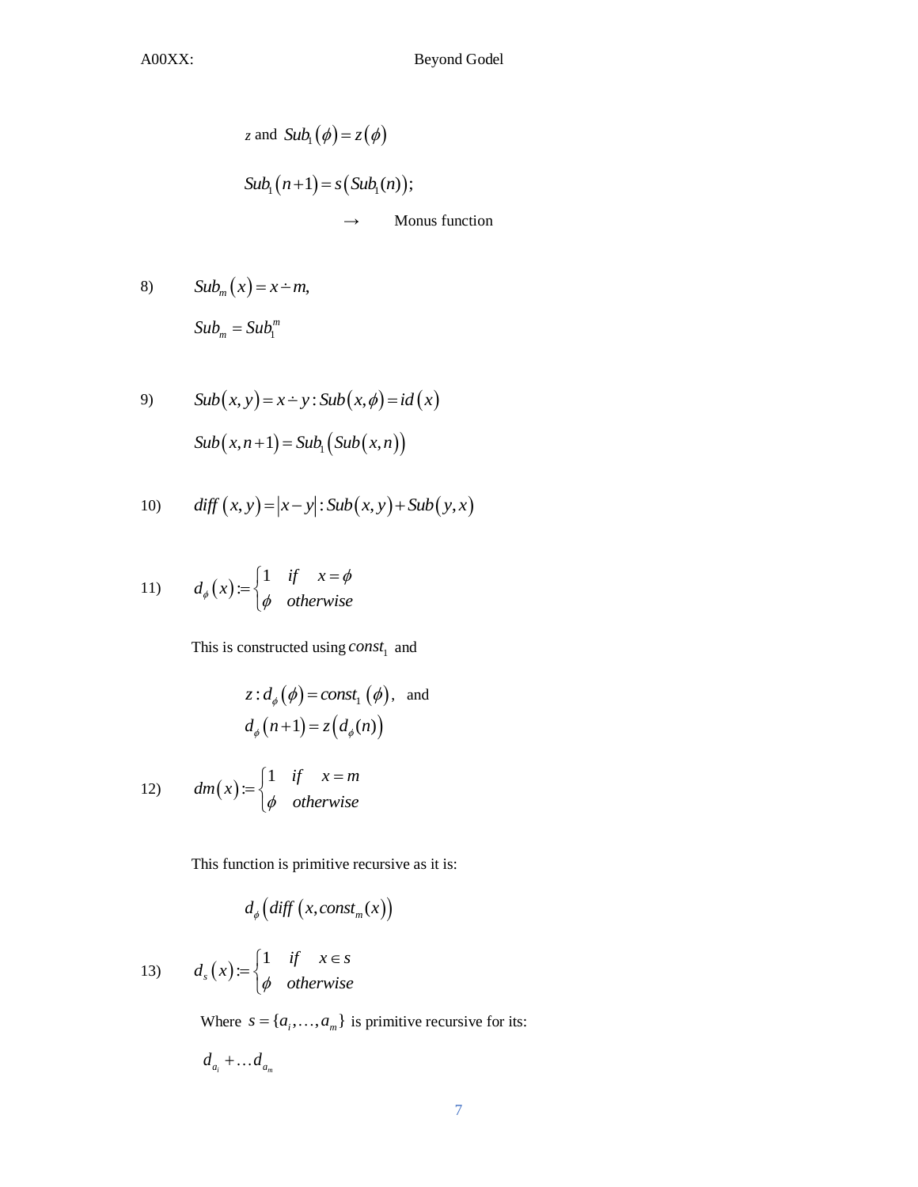$z$ and $Sub_1(\phi) = z(\phi)$

$Sub_1(n+1) = s(Sub_1(n))$;

$\rightarrow$ Monus function

8) $Sub_m(x) = x \dot{-} m,$

$Sub_m = Sub_1^m$

9) $Sub(x,y) = x \dot{-} y : Sub(x,\phi) = id(x)$

$Sub(x,n+1) = Sub_1(Sub(x,n))$

10) $diff(x,y) = |x-y| : Sub(x,y) + Sub(y,x)$

11) $$d_\phi(x) := \begin{cases} 1 & if \quad x = \phi \\ \phi & otherwise \end{cases}$$

This is constructed using $const_1$ and

$z : d_\phi(\phi) = const_1(\phi)$, and
$d_\phi(n+1) = z(d_\phi(n))$

12) $$dm(x) := \begin{cases} 1 & if \quad x = m \\ \phi & otherwise \end{cases}$$

This function is primitive recursive as it is:

$d_\phi(diff(x, const_m(x)))$

13) $$d_s(x) := \begin{cases} 1 & if \quad x \in s \\ \phi & otherwise \end{cases}$$

Where $s = \{a_i, \ldots, a_m\}$ is primitive recursive for its:

$d_{a_1} + \ldots d_{a_m}$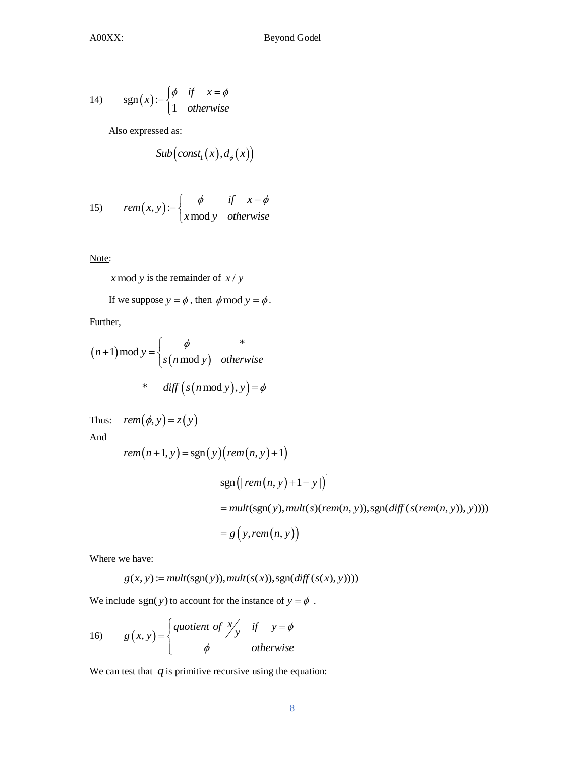14) $$\operatorname{sgn}(x) := \begin{cases} \phi & if \quad x = \phi \\ 1 & otherwise \end{cases}$$

Also expressed as:

$$Sub\left(const_1(x), d_\phi(x)\right)$$

15) $$rem(x, y) := \begin{cases} \phi & if \quad x = \phi \\ x \bmod y & otherwise \end{cases}$$

Note:

$x \bmod y$ is the remainder of $x / y$

If we suppose $y = \phi$, then $\phi \bmod y = \phi$.

Further,

$$(n+1) \bmod y = \begin{cases} \phi & * \\ s(n \bmod y) & otherwise \end{cases}$$

$$* \quad diff\left(s(n \bmod y), y\right) = \phi$$

Thus: $rem(\phi, y) = z(y)$

And

$$rem(n+1, y) = \operatorname{sgn}(y)\left(rem(n, y) + 1\right)$$

$$\operatorname{sgn}\left(|\, rem(n, y) + 1 - y \,|\right)'$$

$$= mult(\operatorname{sgn}(y), mult(s)(rem(n, y)), \operatorname{sgn}(diff\,(s(rem(n, y)), y))))$$

$$= g\left(y, rem(n, y)\right)$$

Where we have:

$$g(x, y) := mult(\operatorname{sgn}(y)), mult(s(x)), \operatorname{sgn}(diff\,(s(x), y))))$$

We include $\operatorname{sgn}(y)$ to account for the instance of $y = \phi$ .

16) $$g(x, y) = \begin{cases} quotient\ of\ {}^{x}\!/_{y} & if \quad y = \phi \\ \phi & otherwise \end{cases}$$

We can test that $q$ is primitive recursive using the equation: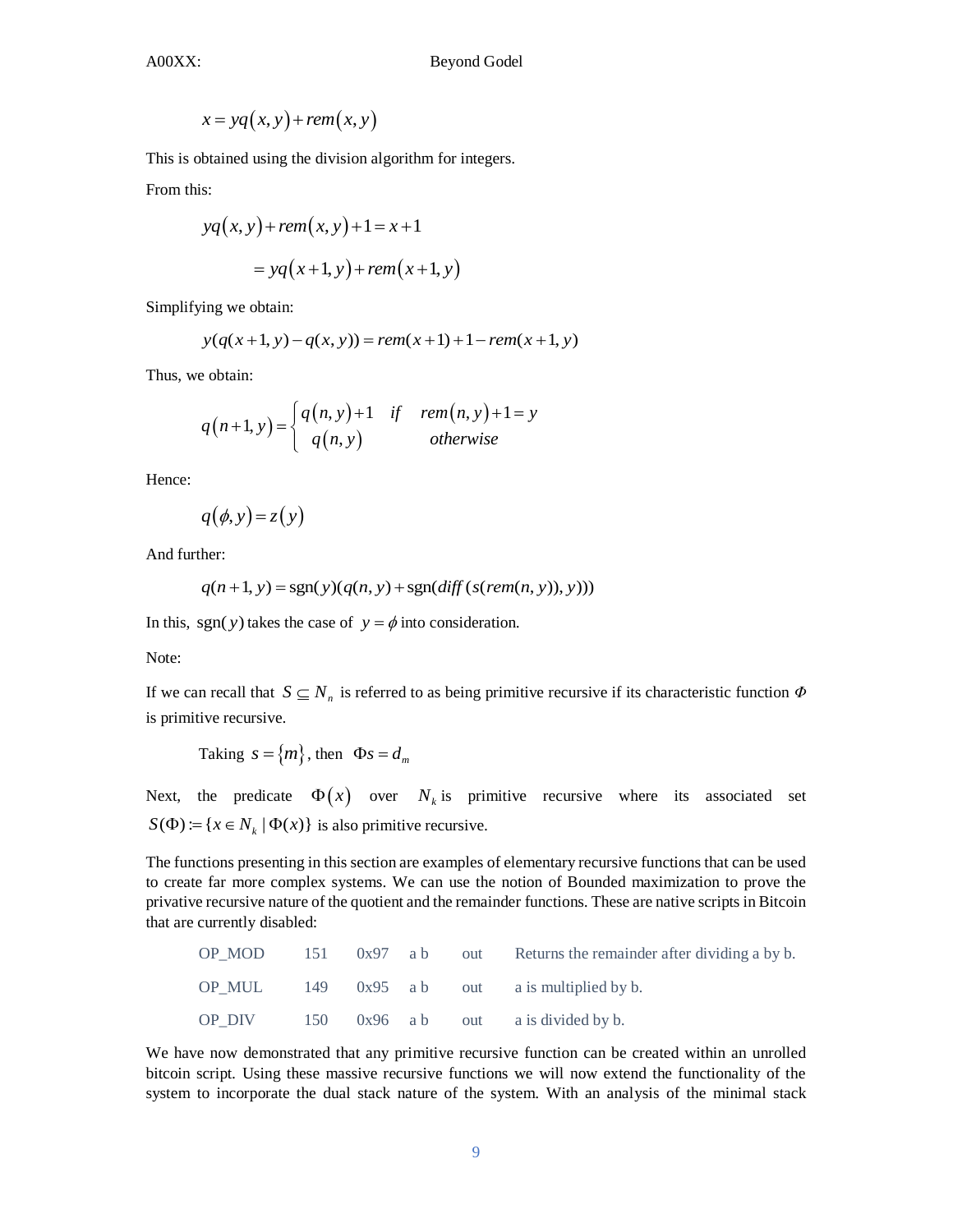$$x = yq(x,y) + rem(x,y)$$

This is obtained using the division algorithm for integers.

From this:

$$yq(x,y) + rem(x,y) + 1 = x + 1$$

$$= yq(x+1,y) + rem(x+1,y)$$

Simplifying we obtain:

$$y(q(x+1,y) - q(x,y)) = rem(x+1) + 1 - rem(x+1,y)$$

Thus, we obtain:

$$q(n+1,y) = \begin{cases} q(n,y)+1 & if \quad rem(n,y)+1 = y \\ q(n,y) & otherwise \end{cases}$$

Hence:

$$q(\phi,y) = z(y)$$

And further:

$$q(n+1,y) = \operatorname{sgn}(y)(q(n,y) + \operatorname{sgn}(diff(s(rem(n,y)),y)))$$

In this, $\operatorname{sgn}(y)$ takes the case of $y = \phi$ into consideration.

Note:

If we can recall that $S \subseteq N_n$ is referred to as being primitive recursive if its characteristic function $\Phi$ is primitive recursive.

Taking $s = \{m\}$, then $\Phi s = d_m$

Next, the predicate $\Phi(x)$ over $N_k$ is primitive recursive where its associated set $S(\Phi) := \{x \in N_k \mid \Phi(x)\}$ is also primitive recursive.

The functions presenting in this section are examples of elementary recursive functions that can be used to create far more complex systems. We can use the notion of Bounded maximization to prove the privative recursive nature of the quotient and the remainder functions. These are native scripts in Bitcoin that are currently disabled:

| | | | | | |
|---|---|---|---|---|---|
| OP_MOD | 151 | 0x97 | a b | out | Returns the remainder after dividing a by b. |
| OP_MUL | 149 | 0x95 | a b | out | a is multiplied by b. |
| OP_DIV | 150 | 0x96 | a b | out | a is divided by b. |

We have now demonstrated that any primitive recursive function can be created within an unrolled bitcoin script. Using these massive recursive functions we will now extend the functionality of the system to incorporate the dual stack nature of the system. With an analysis of the minimal stack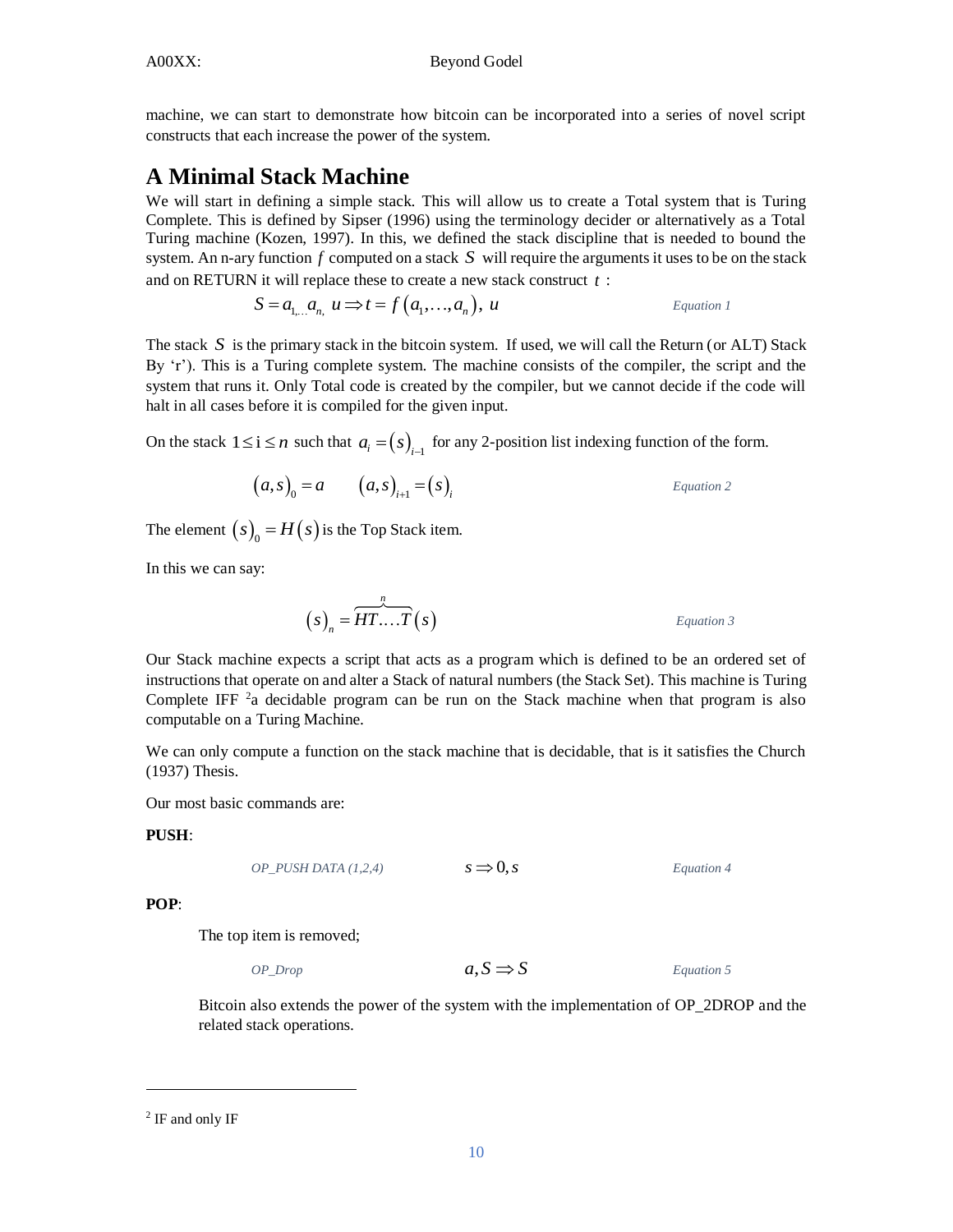machine, we can start to demonstrate how bitcoin can be incorporated into a series of novel script constructs that each increase the power of the system.

# A Minimal Stack Machine

We will start in defining a simple stack. This will allow us to create a Total system that is Turing Complete. This is defined by Sipser (1996) using the terminology decider or alternatively as a Total Turing machine (Kozen, 1997). In this, we defined the stack discipline that is needed to bound the system. An n-ary function $f$ computed on a stack $S$ will require the arguments it uses to be on the stack and on RETURN it will replace these to create a new stack construct $t$ :

$$S = a_{1,\ldots}a_{n,}\ u \Rightarrow t = f\left(a_1,\ldots,a_n\right),\ u \qquad \text{Equation 1}$$

The stack $S$ is the primary stack in the bitcoin system. If used, we will call the Return (or ALT) Stack By 'r'). This is a Turing complete system. The machine consists of the compiler, the script and the system that runs it. Only Total code is created by the compiler, but we cannot decide if the code will halt in all cases before it is compiled for the given input.

On the stack $1 \leq \text{i} \leq n$ such that $a_i = \left(s\right)_{i-1}$ for any 2-position list indexing function of the form.

$$\left(a,s\right)_0 = a \qquad \left(a,s\right)_{i+1} = \left(s\right)_i \qquad \text{Equation 2}$$

The element $\left(s\right)_0 = H\left(s\right)$ is the Top Stack item.

In this we can say:

$$\left(s\right)_n = \overbrace{HT\ldots.T}^{n}\left(s\right) \qquad \text{Equation 3}$$

Our Stack machine expects a script that acts as a program which is defined to be an ordered set of instructions that operate on and alter a Stack of natural numbers (the Stack Set). This machine is Turing Complete IFF [2]a decidable program can be run on the Stack machine when that program is also computable on a Turing Machine.

We can only compute a function on the stack machine that is decidable, that is it satisfies the Church (1937) Thesis.

Our most basic commands are:

**PUSH**:

*OP_PUSH DATA (1,2,4)* $\quad s \Rightarrow 0, s \quad$ *Equation 4*

**POP**:

The top item is removed;

*OP_Drop* $\quad a, S \Rightarrow S \quad$ *Equation 5*

Bitcoin also extends the power of the system with the implementation of OP_2DROP and the related stack operations.

---

[2] IF and only IF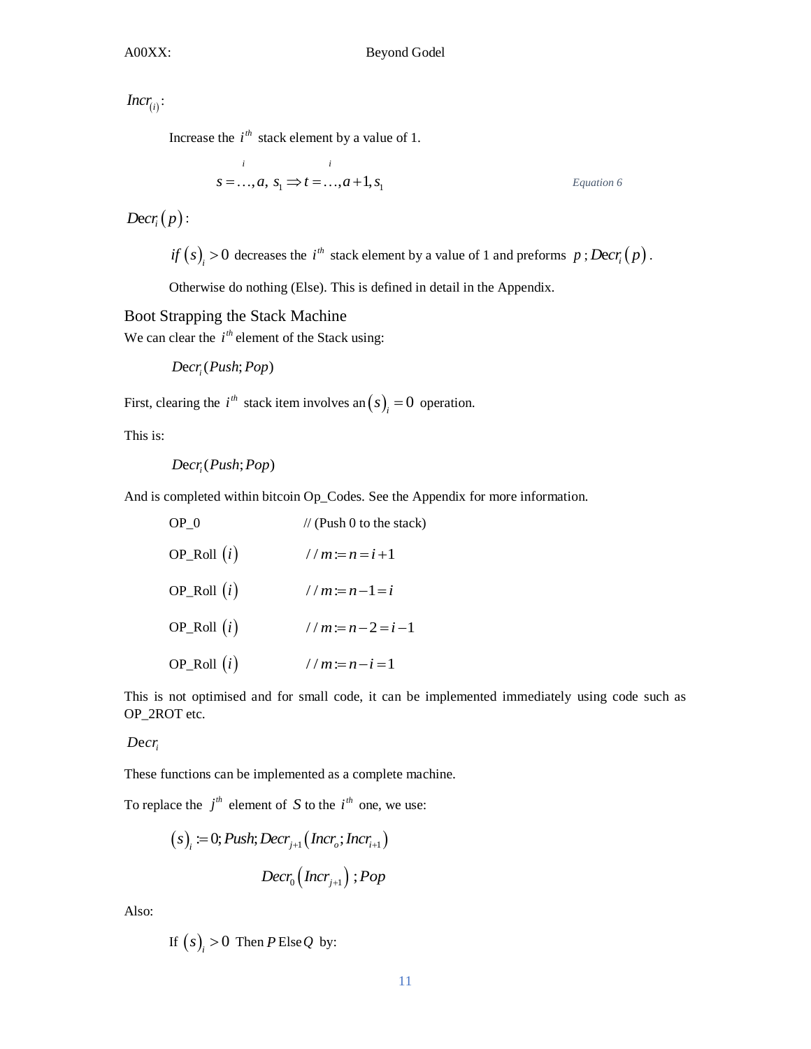$Incr_{(i)}$:

Increase the $i^{th}$ stack element by a value of 1.

$$s = \ldots, \overset{i}{a},\ s_1 \Rightarrow t = \ldots, \overset{i}{a+1}, s_1 \qquad \text{Equation 6}$$

$Decr_i(p)$:

$if\ (s)_i > 0$ decreases the $i^{th}$ stack element by a value of 1 and preforms $p\,; Decr_i(p)$.

Otherwise do nothing (Else). This is defined in detail in the Appendix.

## Boot Strapping the Stack Machine

We can clear the $i^{th}$ element of the Stack using:

$Decr_i(Push; Pop)$

First, clearing the $i^{th}$ stack item involves an $(s)_i = 0$ operation.

This is:

$Decr_i(Push; Pop)$

And is completed within bitcoin Op_Codes. See the Appendix for more information.

```
OP_0            // (Push 0 to the stack)
OP_Roll (i)     // m := n = i + 1
OP_Roll (i)     // m := n − 1 = i
OP_Roll (i)     // m := n − 2 = i − 1
OP_Roll (i)     // m := n − i = 1
```

This is not optimised and for small code, it can be implemented immediately using code such as OP_2ROT etc.

$Decr_i$

These functions can be implemented as a complete machine.

To replace the $j^{th}$ element of $S$ to the $i^{th}$ one, we use:

$$(s)_i := 0; Push; Decr_{j+1}\left(Incr_o; Incr_{i+1}\right)$$

$$Decr_0\left(Incr_{j+1}\right); Pop$$

Also:

If $(s)_i > 0$ Then $P$ Else $Q$ by: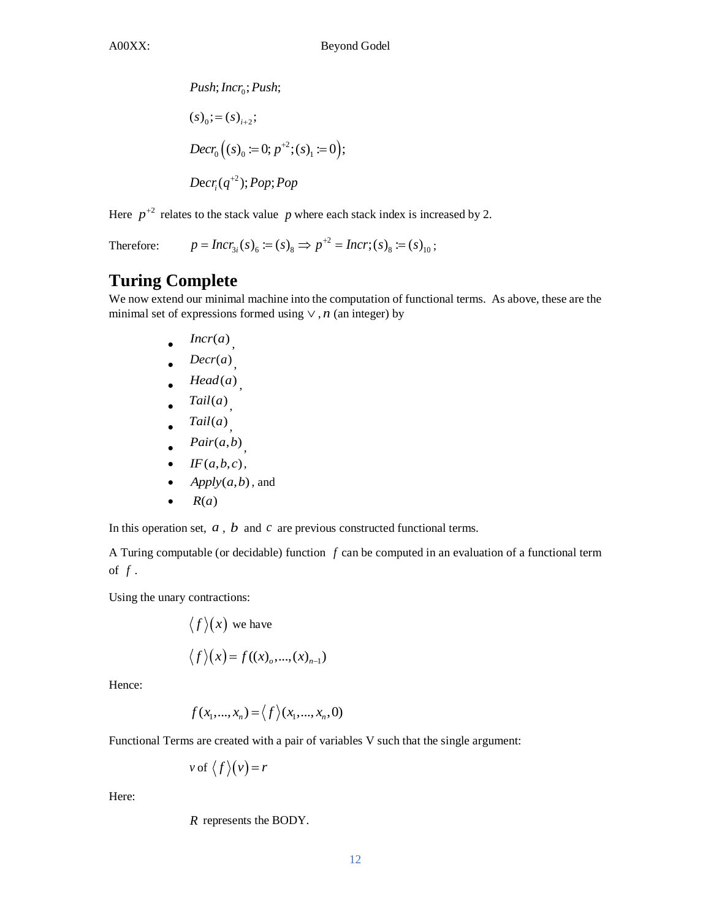$$Push; Incr_0; Push;$$

$$(s)_0; := (s)_{i+2};$$

$$Decr_0\left((s)_0 := 0; p^{+2}; (s)_1 := 0\right);$$

$$Decr_i(q^{+2}); Pop; Pop$$

Here $p^{+2}$ relates to the stack value $p$ where each stack index is increased by 2.

Therefore: $p = Incr_{3i}(s)_6 := (s)_8 \Rightarrow p^{+2} = Incr; (s)_8 := (s)_{10}$;

## Turing Complete

We now extend our minimal machine into the computation of functional terms. As above, these are the minimal set of expressions formed using $\vee$, $n$ (an integer) by

- $Incr(a)$,
- $Decr(a)$,
- $Head(a)$,
- $Tail(a)$,
- $Tail(a)$,
- $Pair(a,b)$,
- $IF(a,b,c)$,
- $Apply(a,b)$, and
- $R(a)$

In this operation set, $a$, $b$ and $c$ are previous constructed functional terms.

A Turing computable (or decidable) function $f$ can be computed in an evaluation of a functional term of $f$.

Using the unary contractions:

$\langle f \rangle(x)$ we have

$$\langle f \rangle(x) = f((x)_o, ..., (x)_{n-1})$$

Hence:

$$f(x_1, ..., x_n) = \langle f \rangle(x_1, ..., x_n, 0)$$

Functional Terms are created with a pair of variables V such that the single argument:

$v$ of $\langle f \rangle(v) = r$

Here:

$R$ represents the BODY.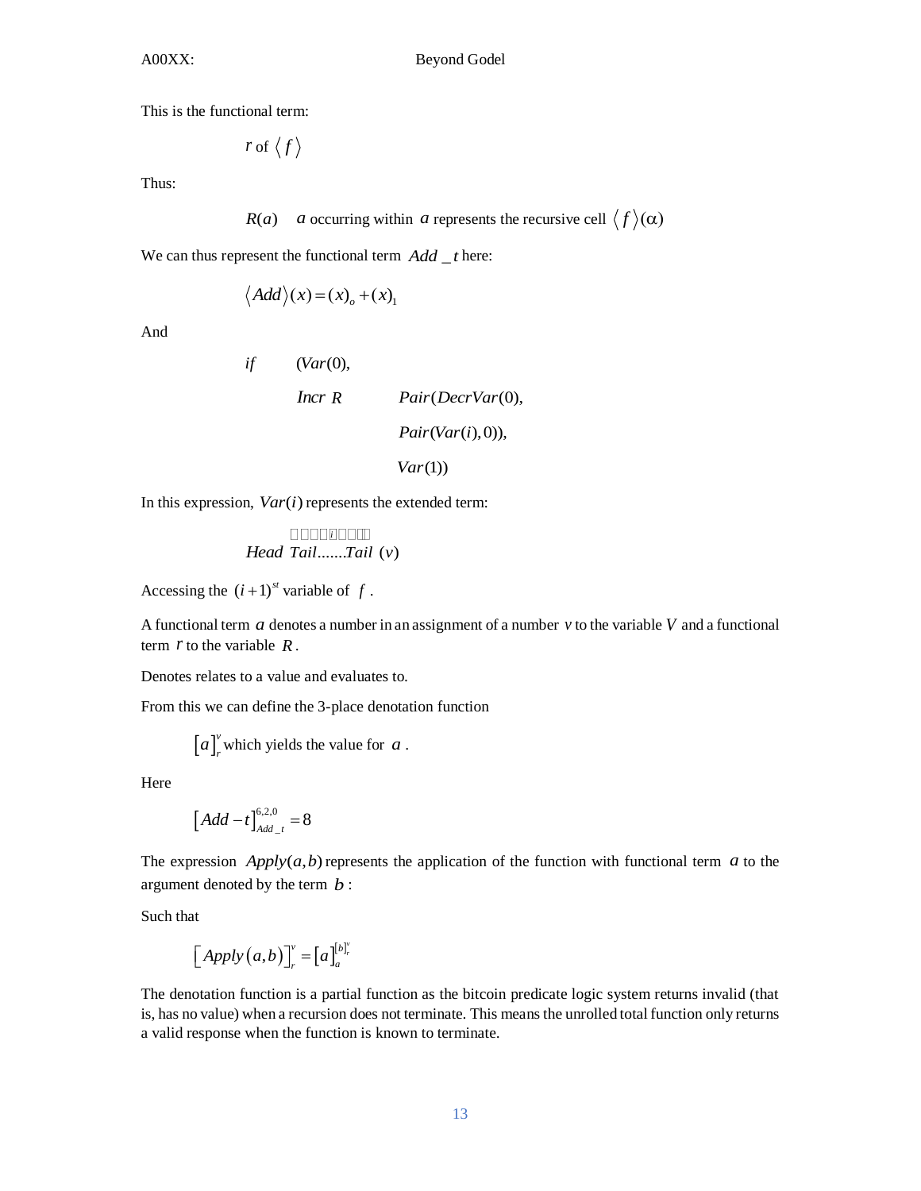This is the functional term:

$$r \text{ of } \langle f \rangle$$

Thus:

$$R(a) \quad a \text{ occurring within } a \text{ represents the recursive cell } \langle f \rangle(\alpha)$$

We can thus represent the functional term $Add\_t$ here:

$$\langle Add \rangle(x) = (x)_o + (x)_1$$

And

$$
\begin{aligned}
if \quad & (Var(0), \\
& Incr\ R \quad Pair(DecrVar(0), \\
& \qquad\qquad Pair(Var(i), 0)), \\
& \qquad\qquad Var(1))
\end{aligned}
$$

In this expression, $Var(i)$ represents the extended term:

$$Head\ \overbrace{Tail.......Tail}^{i}\ (v)$$

Accessing the $(i+1)^{st}$ variable of $f$.

A functional term $a$ denotes a number in an assignment of a number $v$ to the variable $V$ and a functional term $r$ to the variable $R$.

Denotes relates to a value and evaluates to.

From this we can define the 3-place denotation function

$[a]_r^v$ which yields the value for $a$.

Here

$$[Add - t]_{Add\_t}^{6,2,0} = 8$$

The expression $Apply(a,b)$ represents the application of the function with functional term $a$ to the argument denoted by the term $b$:

Such that

$$[Apply(a,b)]_r^v = [a]_a^{[b]_r^v}$$

The denotation function is a partial function as the bitcoin predicate logic system returns invalid (that is, has no value) when a recursion does not terminate. This means the unrolled total function only returns a valid response when the function is known to terminate.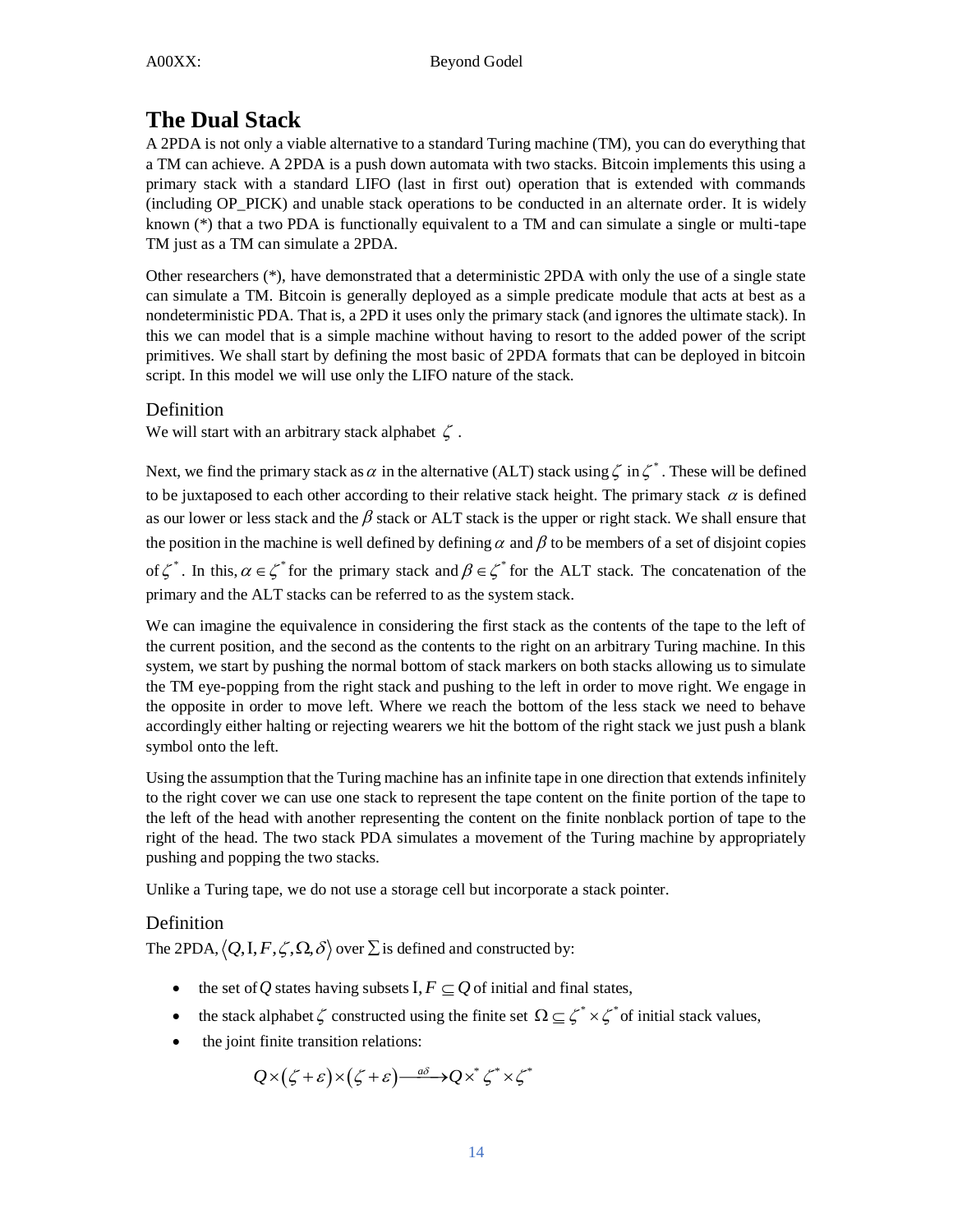# The Dual Stack

A 2PDA is not only a viable alternative to a standard Turing machine (TM), you can do everything that a TM can achieve. A 2PDA is a push down automata with two stacks. Bitcoin implements this using a primary stack with a standard LIFO (last in first out) operation that is extended with commands (including OP_PICK) and unable stack operations to be conducted in an alternate order. It is widely known (*) that a two PDA is functionally equivalent to a TM and can simulate a single or multi-tape TM just as a TM can simulate a 2PDA.

Other researchers (*), have demonstrated that a deterministic 2PDA with only the use of a single state can simulate a TM. Bitcoin is generally deployed as a simple predicate module that acts at best as a nondeterministic PDA. That is, a 2PD it uses only the primary stack (and ignores the ultimate stack). In this we can model that is a simple machine without having to resort to the added power of the script primitives. We shall start by defining the most basic of 2PDA formats that can be deployed in bitcoin script. In this model we will use only the LIFO nature of the stack.

## Definition

We will start with an arbitrary stack alphabet $\zeta$ .

Next, we find the primary stack as $\alpha$ in the alternative (ALT) stack using $\zeta$ in $\zeta^*$. These will be defined to be juxtaposed to each other according to their relative stack height. The primary stack $\alpha$ is defined as our lower or less stack and the $\beta$ stack or ALT stack is the upper or right stack. We shall ensure that the position in the machine is well defined by defining $\alpha$ and $\beta$ to be members of a set of disjoint copies of $\zeta^*$. In this, $\alpha \in \zeta^*$ for the primary stack and $\beta \in \zeta^*$ for the ALT stack. The concatenation of the primary and the ALT stacks can be referred to as the system stack.

We can imagine the equivalence in considering the first stack as the contents of the tape to the left of the current position, and the second as the contents to the right on an arbitrary Turing machine. In this system, we start by pushing the normal bottom of stack markers on both stacks allowing us to simulate the TM eye-popping from the right stack and pushing to the left in order to move right. We engage in the opposite in order to move left. Where we reach the bottom of the less stack we need to behave accordingly either halting or rejecting wearers we hit the bottom of the right stack we just push a blank symbol onto the left.

Using the assumption that the Turing machine has an infinite tape in one direction that extends infinitely to the right cover we can use one stack to represent the tape content on the finite portion of the tape to the left of the head with another representing the content on the finite nonblack portion of tape to the right of the head. The two stack PDA simulates a movement of the Turing machine by appropriately pushing and popping the two stacks.

Unlike a Turing tape, we do not use a storage cell but incorporate a stack pointer.

## Definition

The 2PDA, $\langle Q, \mathrm{I}, F, \zeta, \Omega, \delta \rangle$ over $\Sigma$ is defined and constructed by:

- the set of $Q$ states having subsets $\mathrm{I}, F \subseteq Q$ of initial and final states,
- the stack alphabet $\zeta$ constructed using the finite set $\Omega \subseteq \zeta^* \times \zeta^*$ of initial stack values,
- the joint finite transition relations:

$$Q \times (\zeta + \varepsilon) \times (\zeta + \varepsilon) \xrightarrow{a\delta} Q \times^* \zeta^* \times \zeta^*$$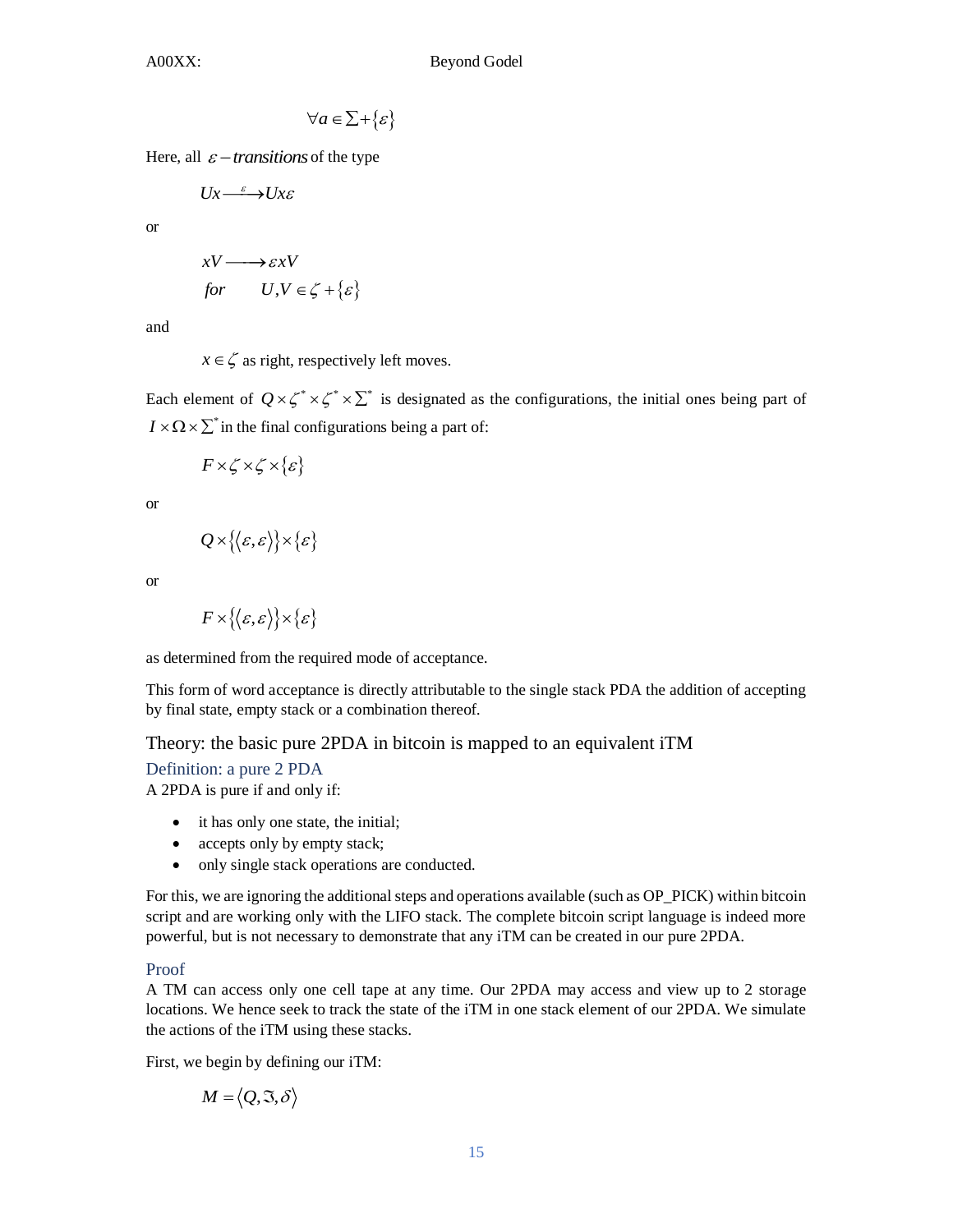$$\forall a \in \Sigma + \{\varepsilon\}$$

Here, all $\varepsilon - transitions$ of the type

$$Ux \xrightarrow{\varepsilon} Ux\varepsilon$$

or

$$xV \longrightarrow \varepsilon xV$$
$$for \qquad U,V \in \zeta + \{\varepsilon\}$$

and

$x \in \zeta$ as right, respectively left moves.

Each element of $Q \times \zeta^* \times \zeta^* \times \Sigma^*$ is designated as the configurations, the initial ones being part of $I \times \Omega \times \Sigma^*$ in the final configurations being a part of:

$$F \times \zeta \times \zeta \times \{\varepsilon\}$$

or

$$Q \times \{\langle \varepsilon, \varepsilon \rangle\} \times \{\varepsilon\}$$

or

$$F \times \{\langle \varepsilon, \varepsilon \rangle\} \times \{\varepsilon\}$$

as determined from the required mode of acceptance.

This form of word acceptance is directly attributable to the single stack PDA the addition of accepting by final state, empty stack or a combination thereof.

## Theory: the basic pure 2PDA in bitcoin is mapped to an equivalent iTM

### Definition: a pure 2 PDA

A 2PDA is pure if and only if:

- it has only one state, the initial;
- accepts only by empty stack;
- only single stack operations are conducted.

For this, we are ignoring the additional steps and operations available (such as OP_PICK) within bitcoin script and are working only with the LIFO stack. The complete bitcoin script language is indeed more powerful, but is not necessary to demonstrate that any iTM can be created in our pure 2PDA.

### Proof

A TM can access only one cell tape at any time. Our 2PDA may access and view up to 2 storage locations. We hence seek to track the state of the iTM in one stack element of our 2PDA. We simulate the actions of the iTM using these stacks.

First, we begin by defining our iTM:

$$M = \langle Q, \Im, \delta \rangle$$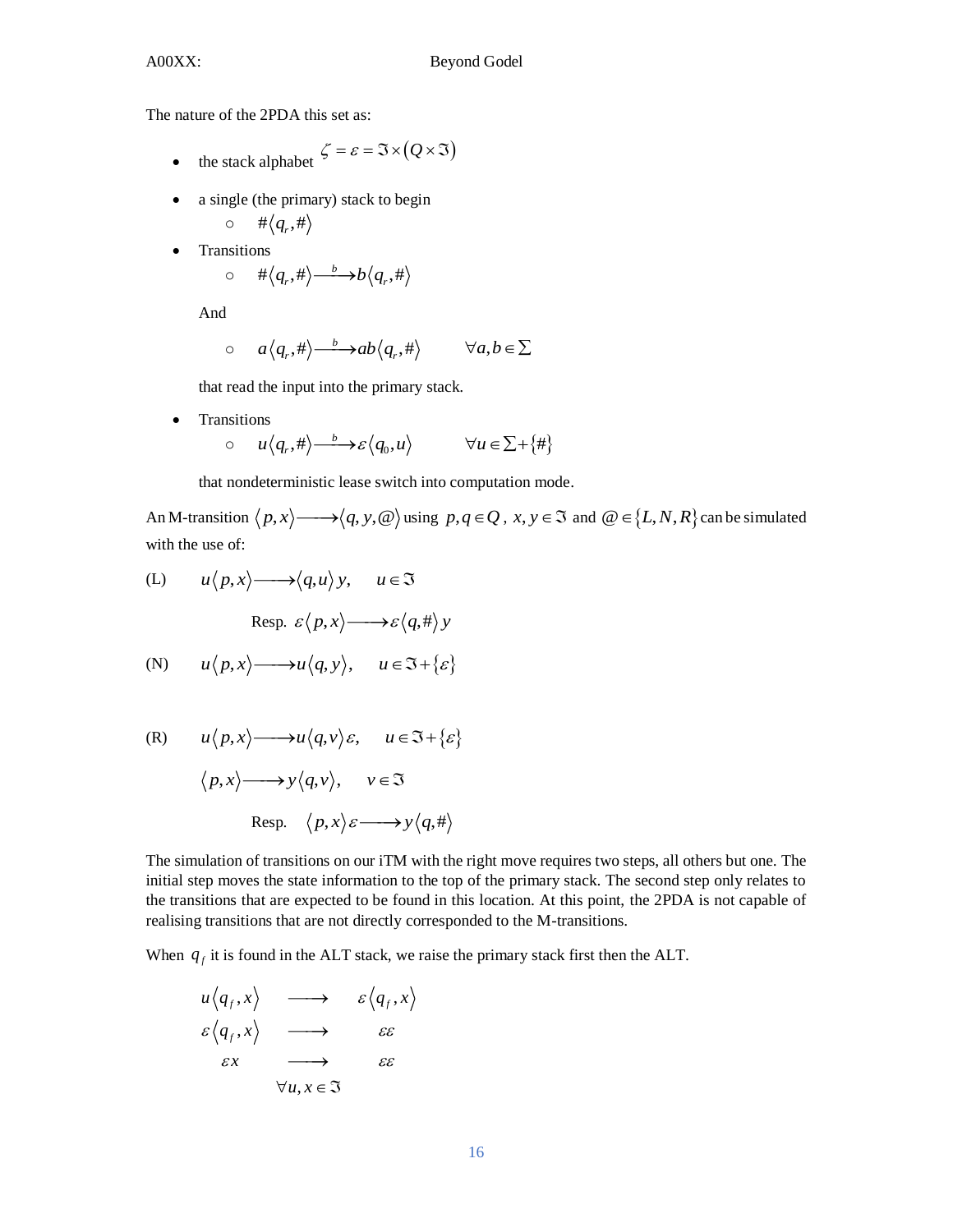The nature of the 2PDA this set as:

- the stack alphabet $\zeta = \varepsilon = \Im \times (Q \times \Im)$
- a single (the primary) stack to begin
  - $\#\langle q_r, \# \rangle$
- Transitions
  - $\#\langle q_r, \# \rangle \xrightarrow{b} b\langle q_r, \# \rangle$

  And

  - $a\langle q_r, \# \rangle \xrightarrow{b} ab\langle q_r, \# \rangle \qquad \forall a, b \in \Sigma$

  that read the input into the primary stack.
- Transitions
  - $u\langle q_r, \# \rangle \xrightarrow{b} \varepsilon\langle q_0, u \rangle \qquad \forall u \in \Sigma + \{\#\}$

  that nondeterministic lease switch into computation mode.

An M-transition $\langle p, x \rangle \longrightarrow \langle q, y, @ \rangle$ using $p, q \in Q$, $x, y \in \Im$ and $@ \in \{L, N, R\}$ can be simulated with the use of:

(L) $\quad u\langle p, x \rangle \longrightarrow \langle q, u \rangle\, y, \quad u \in \Im$

Resp. $\varepsilon\langle p, x \rangle \longrightarrow \varepsilon\langle q, \# \rangle\, y$

(N) $\quad u\langle p, x \rangle \longrightarrow u\langle q, y \rangle, \quad u \in \Im + \{\varepsilon\}$

(R) $\quad u\langle p, x \rangle \longrightarrow u\langle q, v \rangle \varepsilon, \quad u \in \Im + \{\varepsilon\}$

$\langle p, x \rangle \longrightarrow y\langle q, v \rangle, \quad v \in \Im$

Resp. $\langle p, x \rangle \varepsilon \longrightarrow y\langle q, \# \rangle$

The simulation of transitions on our iTM with the right move requires two steps, all others but one. The initial step moves the state information to the top of the primary stack. The second step only relates to the transitions that are expected to be found in this location. At this point, the 2PDA is not capable of realising transitions that are not directly corresponded to the M-transitions.

When $q_f$ it is found in the ALT stack, we raise the primary stack first then the ALT.

$$
\begin{array}{ccc}
u\langle q_f, x \rangle & \longrightarrow & \varepsilon\langle q_f, x \rangle \\
\varepsilon\langle q_f, x \rangle & \longrightarrow & \varepsilon\varepsilon \\
\varepsilon x & \longrightarrow & \varepsilon\varepsilon \\
& \forall u, x \in \Im &
\end{array}
$$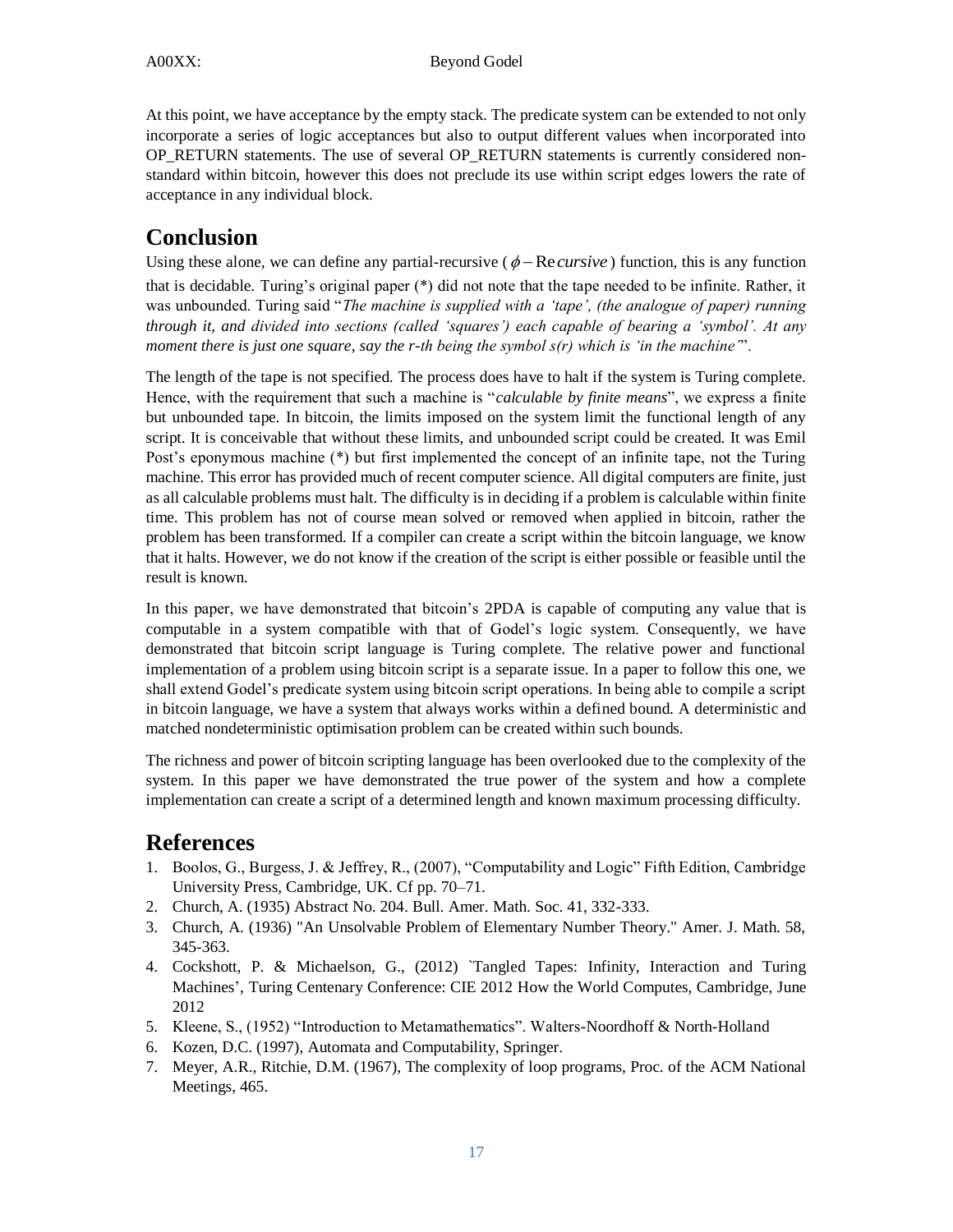At this point, we have acceptance by the empty stack. The predicate system can be extended to not only incorporate a series of logic acceptances but also to output different values when incorporated into OP_RETURN statements. The use of several OP_RETURN statements is currently considered non-standard within bitcoin, however this does not preclude its use within script edges lowers the rate of acceptance in any individual block.

## Conclusion

Using these alone, we can define any partial-recursive ($\phi - \text{Re}\,cursive$) function, this is any function that is decidable. Turing's original paper (*) did not note that the tape needed to be infinite. Rather, it was unbounded. Turing said "*The machine is supplied with a 'tape', (the analogue of paper) running through it, and divided into sections (called 'squares') each capable of bearing a 'symbol'. At any moment there is just one square, say the r-th being the symbol s(r) which is 'in the machine'*".

The length of the tape is not specified. The process does have to halt if the system is Turing complete. Hence, with the requirement that such a machine is "*calculable by finite means*", we express a finite but unbounded tape. In bitcoin, the limits imposed on the system limit the functional length of any script. It is conceivable that without these limits, and unbounded script could be created. It was Emil Post's eponymous machine (*) but first implemented the concept of an infinite tape, not the Turing machine. This error has provided much of recent computer science. All digital computers are finite, just as all calculable problems must halt. The difficulty is in deciding if a problem is calculable within finite time. This problem has not of course mean solved or removed when applied in bitcoin, rather the problem has been transformed. If a compiler can create a script within the bitcoin language, we know that it halts. However, we do not know if the creation of the script is either possible or feasible until the result is known.

In this paper, we have demonstrated that bitcoin's 2PDA is capable of computing any value that is computable in a system compatible with that of Godel's logic system. Consequently, we have demonstrated that bitcoin script language is Turing complete. The relative power and functional implementation of a problem using bitcoin script is a separate issue. In a paper to follow this one, we shall extend Godel's predicate system using bitcoin script operations. In being able to compile a script in bitcoin language, we have a system that always works within a defined bound. A deterministic and matched nondeterministic optimisation problem can be created within such bounds.

The richness and power of bitcoin scripting language has been overlooked due to the complexity of the system. In this paper we have demonstrated the true power of the system and how a complete implementation can create a script of a determined length and known maximum processing difficulty.

## References

1. Boolos, G., Burgess, J. & Jeffrey, R., (2007), "Computability and Logic" Fifth Edition, Cambridge University Press, Cambridge, UK. Cf pp. 70–71.
2. Church, A. (1935) Abstract No. 204. Bull. Amer. Math. Soc. 41, 332-333.
3. Church, A. (1936) "An Unsolvable Problem of Elementary Number Theory." Amer. J. Math. 58, 345-363.
4. Cockshott, P. & Michaelson, G., (2012) `Tangled Tapes: Infinity, Interaction and Turing Machines', Turing Centenary Conference: CIE 2012 How the World Computes, Cambridge, June 2012
5. Kleene, S., (1952) "Introduction to Metamathematics". Walters-Noordhoff & North-Holland
6. Kozen, D.C. (1997), Automata and Computability, Springer.
7. Meyer, A.R., Ritchie, D.M. (1967), The complexity of loop programs, Proc. of the ACM National Meetings, 465.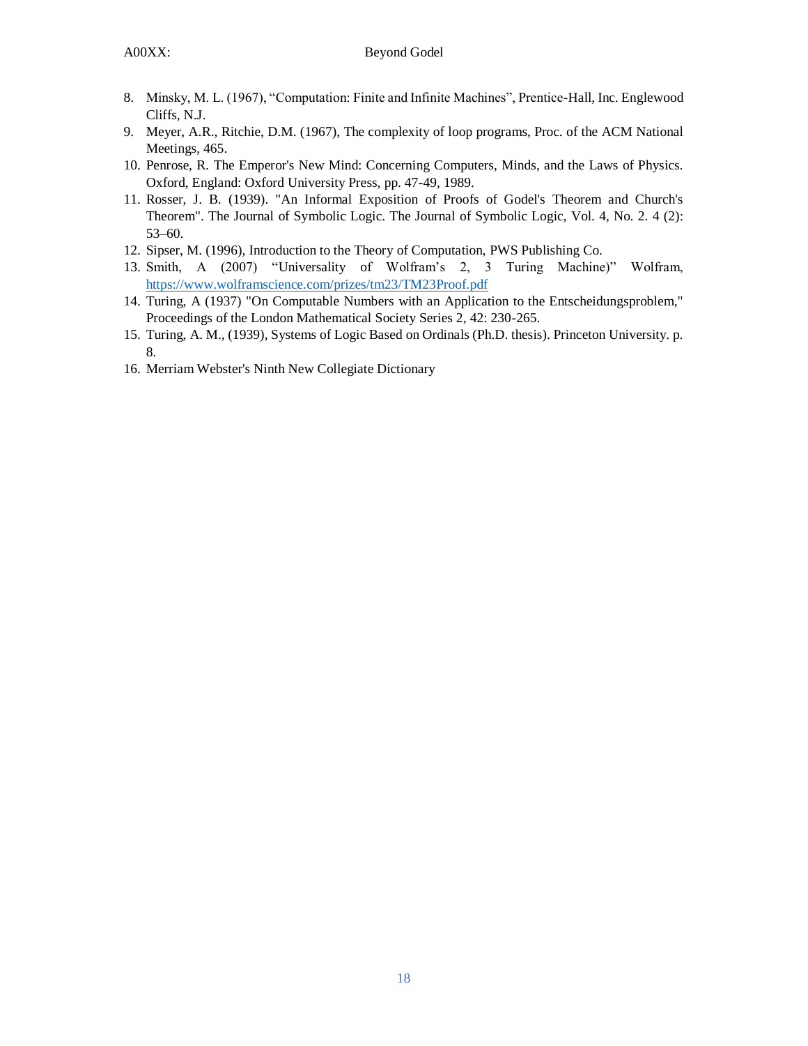8. Minsky, M. L. (1967), "Computation: Finite and Infinite Machines", Prentice-Hall, Inc. Englewood Cliffs, N.J.
9. Meyer, A.R., Ritchie, D.M. (1967), The complexity of loop programs, Proc. of the ACM National Meetings, 465.
10. Penrose, R. The Emperor's New Mind: Concerning Computers, Minds, and the Laws of Physics. Oxford, England: Oxford University Press, pp. 47-49, 1989.
11. Rosser, J. B. (1939). "An Informal Exposition of Proofs of Godel's Theorem and Church's Theorem". The Journal of Symbolic Logic. The Journal of Symbolic Logic, Vol. 4, No. 2. 4 (2): 53–60.
12. Sipser, M. (1996), Introduction to the Theory of Computation, PWS Publishing Co.
13. Smith, A (2007) "Universality of Wolfram's 2, 3 Turing Machine)" Wolfram, https://www.wolframscience.com/prizes/tm23/TM23Proof.pdf
14. Turing, A (1937) "On Computable Numbers with an Application to the Entscheidungsproblem," Proceedings of the London Mathematical Society Series 2, 42: 230-265.
15. Turing, A. M., (1939), Systems of Logic Based on Ordinals (Ph.D. thesis). Princeton University. p. 8.
16. Merriam Webster's Ninth New Collegiate Dictionary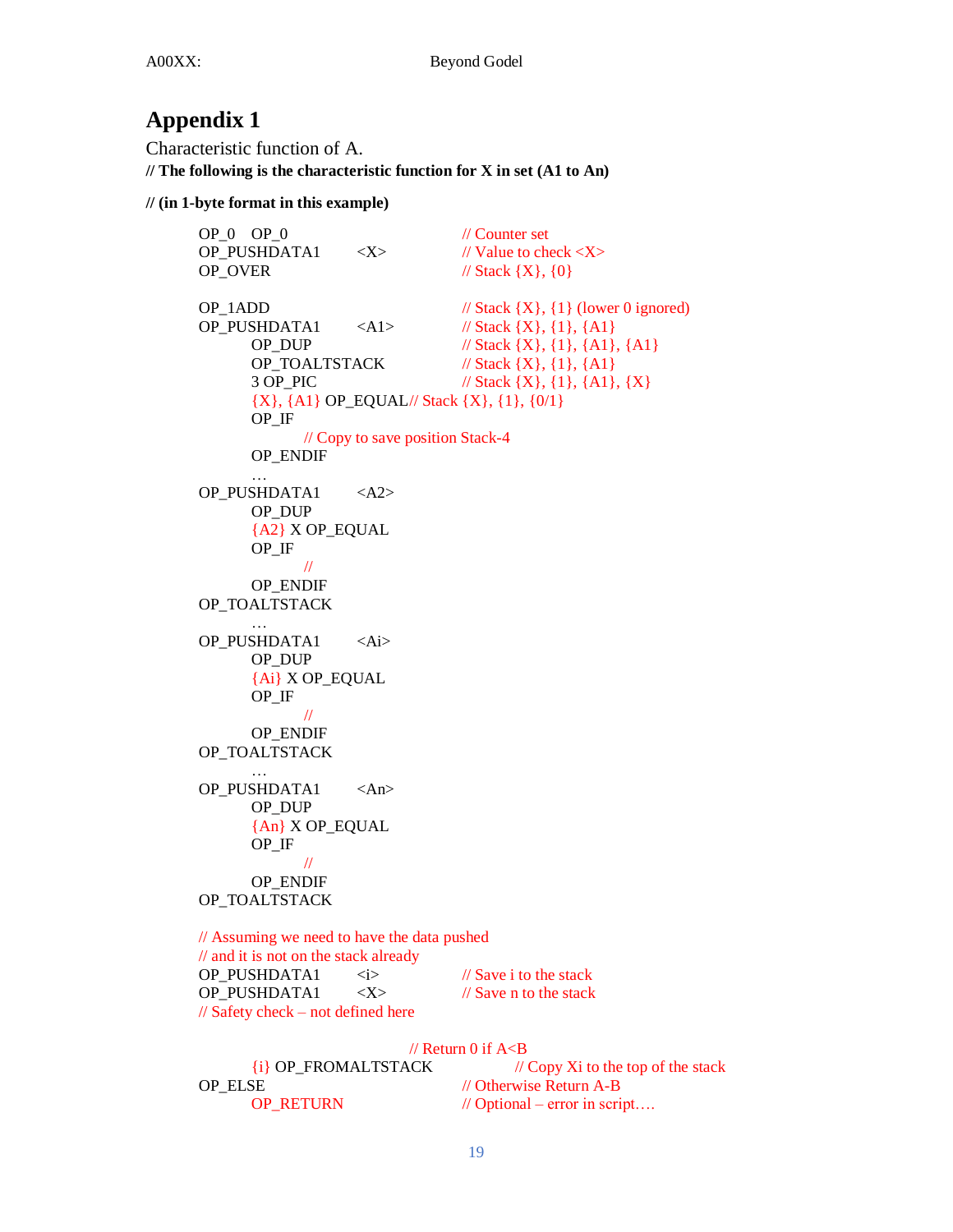# Appendix 1

Characteristic function of A.

**// The following is the characteristic function for X in set (A1 to An)**

**// (in 1-byte format in this example)**

```
OP_0    OP_0                      // Counter set
OP_PUSHDATA1        <X>           // Value to check <X>
OP_OVER                           // Stack {X}, {0}

OP_1ADD                           // Stack {X}, {1} (lower 0 ignored)
OP_PUSHDATA1        <A1>          // Stack {X}, {1}, {A1}
        OP_DUP                    // Stack {X}, {1}, {A1}, {A1}
        OP_TOALTSTACK             // Stack {X}, {1}, {A1}
        3 OP_PIC                  // Stack {X}, {1}, {A1}, {X}
        {X}, {A1} OP_EQUAL// Stack {X}, {1}, {0/1}
        OP_IF
                // Copy to save position Stack-4
        OP_ENDIF
        …
OP_PUSHDATA1        <A2>
        OP_DUP
        {A2} X OP_EQUAL
        OP_IF
                //
        OP_ENDIF
OP_TOALTSTACK
        …
OP_PUSHDATA1        <Ai>
        OP_DUP
        {Ai} X OP_EQUAL
        OP_IF
                //
        OP_ENDIF
OP_TOALTSTACK
        …
OP_PUSHDATA1        <An>
        OP_DUP
        {An} X OP_EQUAL
        OP_IF
                //
        OP_ENDIF
OP_TOALTSTACK

// Assuming we need to have the data pushed
// and it is not on the stack already
OP_PUSHDATA1        <i>           // Save i to the stack
OP_PUSHDATA1        <X>           // Save n to the stack
// Safety check – not defined here

                            // Return 0 if A<B
        {i} OP_FROMALTSTACK              // Copy Xi to the top of the stack
OP_ELSE                           // Otherwise Return A-B
        OP_RETURN                 // Optional – error in script….
```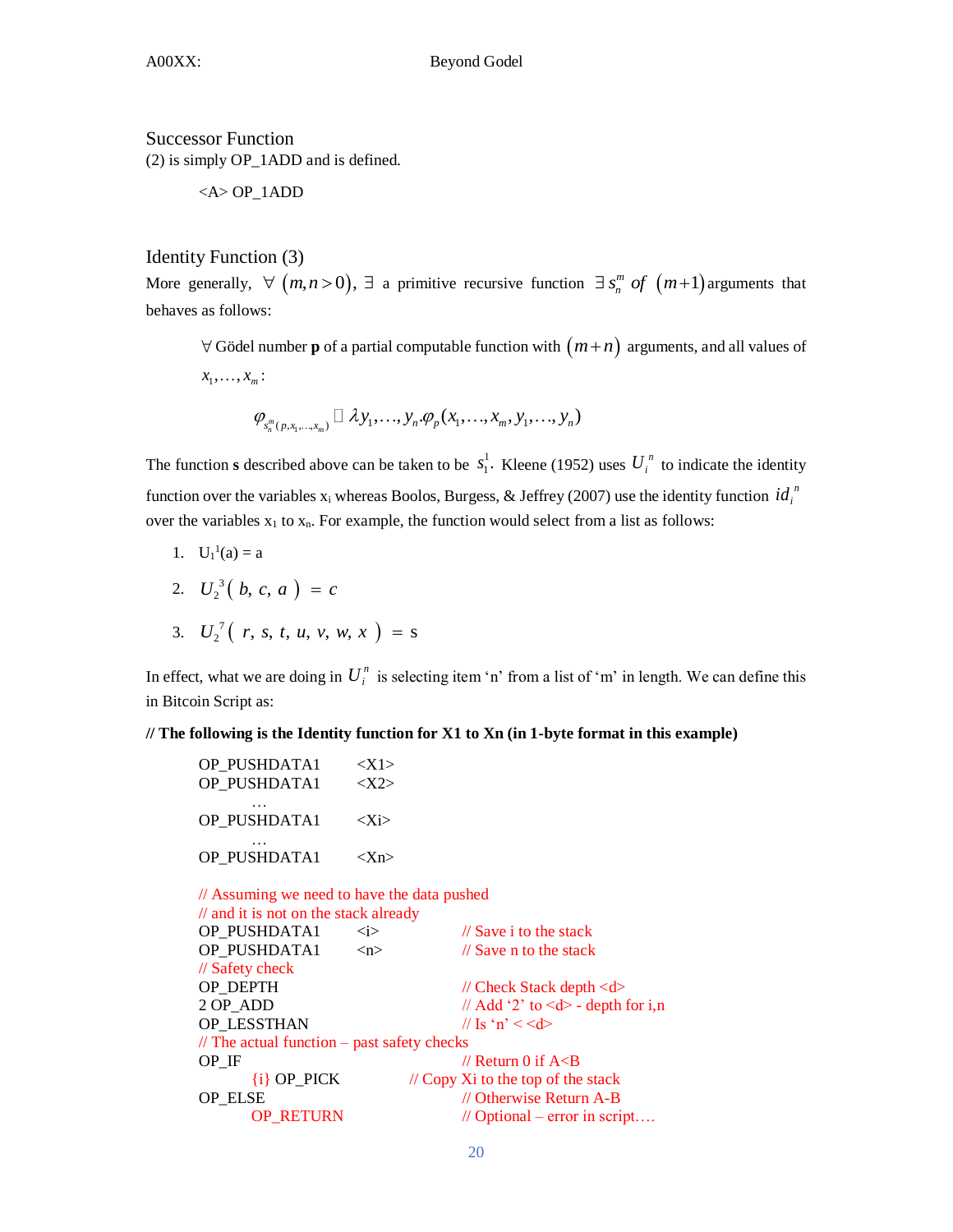## Successor Function

(2) is simply OP_1ADD and is defined.

```
<A> OP_1ADD
```

## Identity Function (3)

More generally, $\forall\ (m, n > 0)$, $\exists$ a primitive recursive function $\exists\, s_n^m$ *of* $(m+1)$ arguments that behaves as follows:

> $\forall$ Gödel number **p** of a partial computable function with $(m+n)$ arguments, and all values of $x_1, \ldots, x_m$:
>
> $$\varphi_{s_n^m(p, x_1, \ldots, x_m)} \simeq \lambda y_1, \ldots, y_n . \varphi_p(x_1, \ldots, x_m, y_1, \ldots, y_n)$$

The function **s** described above can be taken to be $s_1^1$. Kleene (1952) uses $U_i^n$ to indicate the identity function over the variables $x_i$ whereas Boolos, Burgess, & Jeffrey (2007) use the identity function $id_i^n$ over the variables $x_1$ to $x_n$. For example, the function would select from a list as follows:

1. $U_1^1(a) = a$
2. $U_2^3(\ b, c, a\ ) = c$
3. $U_2^7(\ r, s, t, u, v, w, x\ ) = s$

In effect, what we are doing in $U_i^n$ is selecting item 'n' from a list of 'm' in length. We can define this in Bitcoin Script as:

**// The following is the Identity function for X1 to Xn (in 1-byte format in this example)**

```
OP_PUSHDATA1      <X1>
OP_PUSHDATA1      <X2>
   …
OP_PUSHDATA1      <Xi>
   …
OP_PUSHDATA1      <Xn>

// Assuming we need to have the data pushed
// and it is not on the stack already
OP_PUSHDATA1      <i>              // Save i to the stack
OP_PUSHDATA1      <n>              // Save n to the stack
// Safety check
OP_DEPTH                           // Check Stack depth <d>
2 OP_ADD                           // Add '2' to <d> - depth for i,n
OP_LESSTHAN                        // Is 'n' < <d>
// The actual function – past safety checks
OP_IF                              // Return 0 if A<B
      {i} OP_PICK              // Copy Xi to the top of the stack
OP_ELSE                            // Otherwise Return A-B
      OP_RETURN                    // Optional – error in script….
```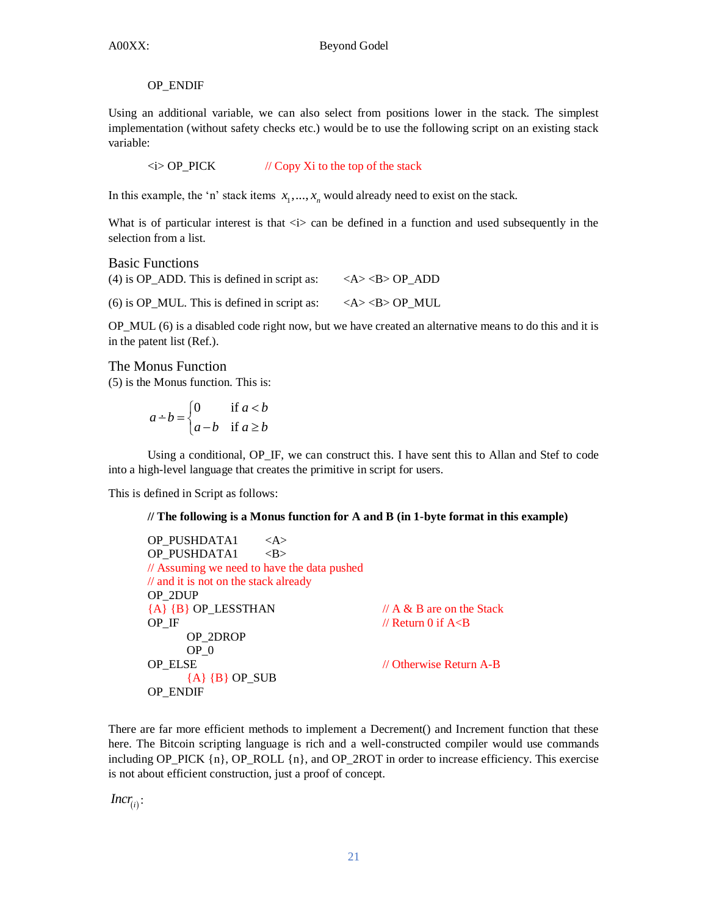```
OP_ENDIF
```

Using an additional variable, we can also select from positions lower in the stack. The simplest implementation (without safety checks etc.) would be to use the following script on an existing stack variable:

```
<i> OP_PICK            // Copy Xi to the top of the stack
```

In this example, the 'n' stack items $x_1,...,x_n$ would already need to exist on the stack.

What is of particular interest is that <i> can be defined in a function and used subsequently in the selection from a list.

## Basic Functions

(4) is OP_ADD. This is defined in script as: <A> <B> OP_ADD

(6) is OP_MUL. This is defined in script as: <A> <B> OP_MUL

OP_MUL (6) is a disabled code right now, but we have created an alternative means to do this and it is in the patent list (Ref.).

## The Monus Function

(5) is the Monus function. This is:

$$a \dot{-} b = \begin{cases} 0 & \text{if } a < b \\ a - b & \text{if } a \geq b \end{cases}$$

Using a conditional, OP_IF, we can construct this. I have sent this to Allan and Stef to code into a high-level language that creates the primitive in script for users.

This is defined in Script as follows:

**// The following is a Monus function for A and B (in 1-byte format in this example)**

```
OP_PUSHDATA1        <A>
OP_PUSHDATA1        <B>
// Assuming we need to have the data pushed
// and it is not on the stack already
OP_2DUP
{A} {B} OP_LESSTHAN                    // A & B are on the Stack
OP_IF                                  // Return 0 if A<B
        OP_2DROP
        OP_0
OP_ELSE                                // Otherwise Return A-B
        {A} {B} OP_SUB
OP_ENDIF
```

There are far more efficient methods to implement a Decrement() and Increment function that these here. The Bitcoin scripting language is rich and a well-constructed compiler would use commands including OP_PICK {n}, OP_ROLL {n}, and OP_2ROT in order to increase efficiency. This exercise is not about efficient construction, just a proof of concept.

$Incr_{(i)}$: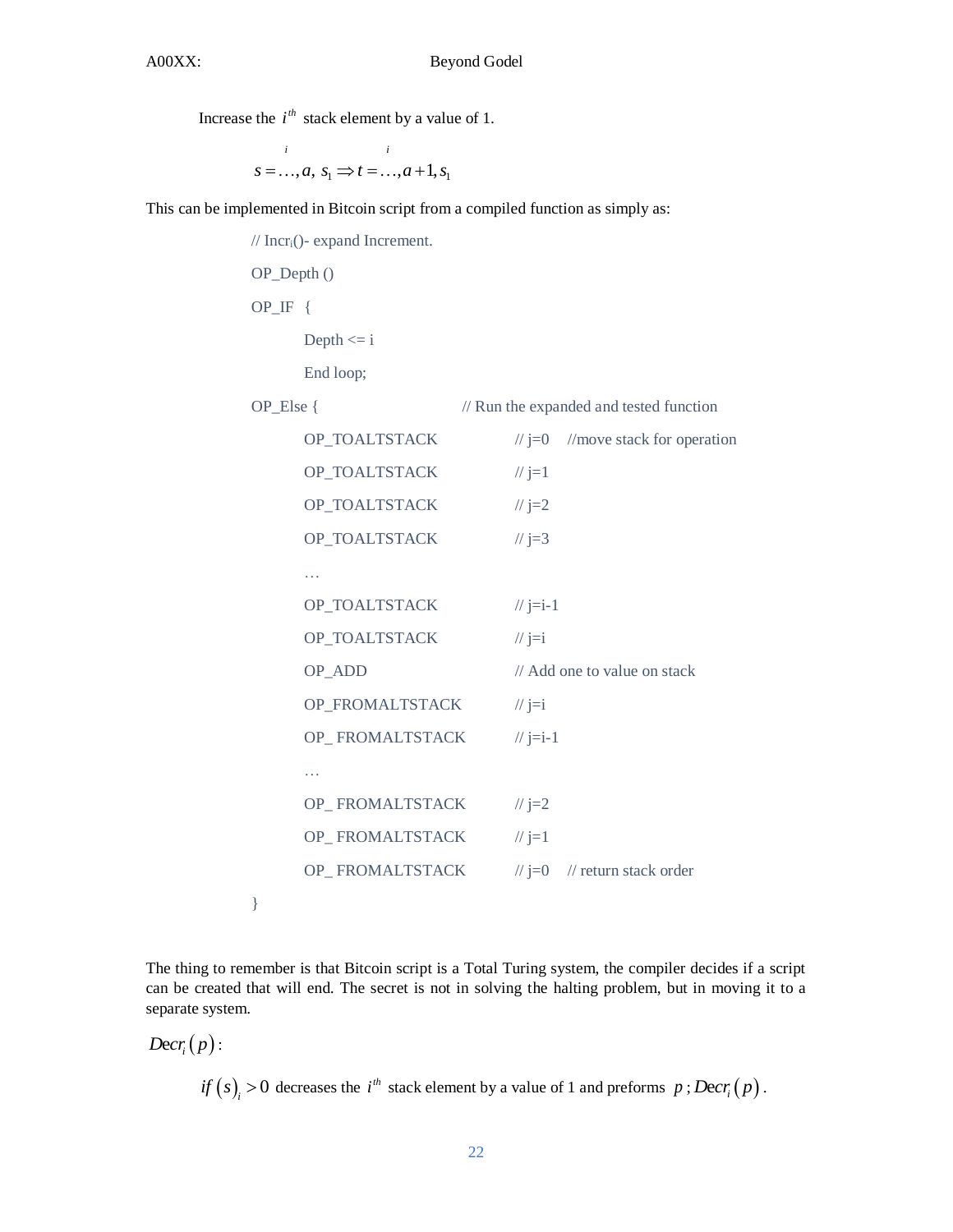Increase the $i^{th}$ stack element by a value of 1.

$$s = \overset{i}{\ldots, a,}\ s_1 \Rightarrow t = \overset{i}{\ldots, a+1,} s_1$$

This can be implemented in Bitcoin script from a compiled function as simply as:

```
// Incri()- expand Increment.
OP_Depth ()
OP_IF  {
        Depth <= i
        End loop;
OP_Else {                          // Run the expanded and tested function
        OP_TOALTSTACK              // j=0    //move stack for operation
        OP_TOALTSTACK              // j=1
        OP_TOALTSTACK              // j=2
        OP_TOALTSTACK              // j=3
        …
        OP_TOALTSTACK              // j=i-1
        OP_TOALTSTACK              // j=i
        OP_ADD                     // Add one to value on stack
        OP_FROMALTSTACK            // j=i
        OP_ FROMALTSTACK           // j=i-1
        …
        OP_ FROMALTSTACK           // j=2
        OP_ FROMALTSTACK           // j=1
        OP_ FROMALTSTACK           // j=0    // return stack order
}
```

The thing to remember is that Bitcoin script is a Total Turing system, the compiler decides if a script can be created that will end. The secret is not in solving the halting problem, but in moving it to a separate system.

$Decr_i(p)$:

$if\ (s)_i > 0$ decreases the $i^{th}$ stack element by a value of 1 and preforms $p\,;Decr_i(p)$.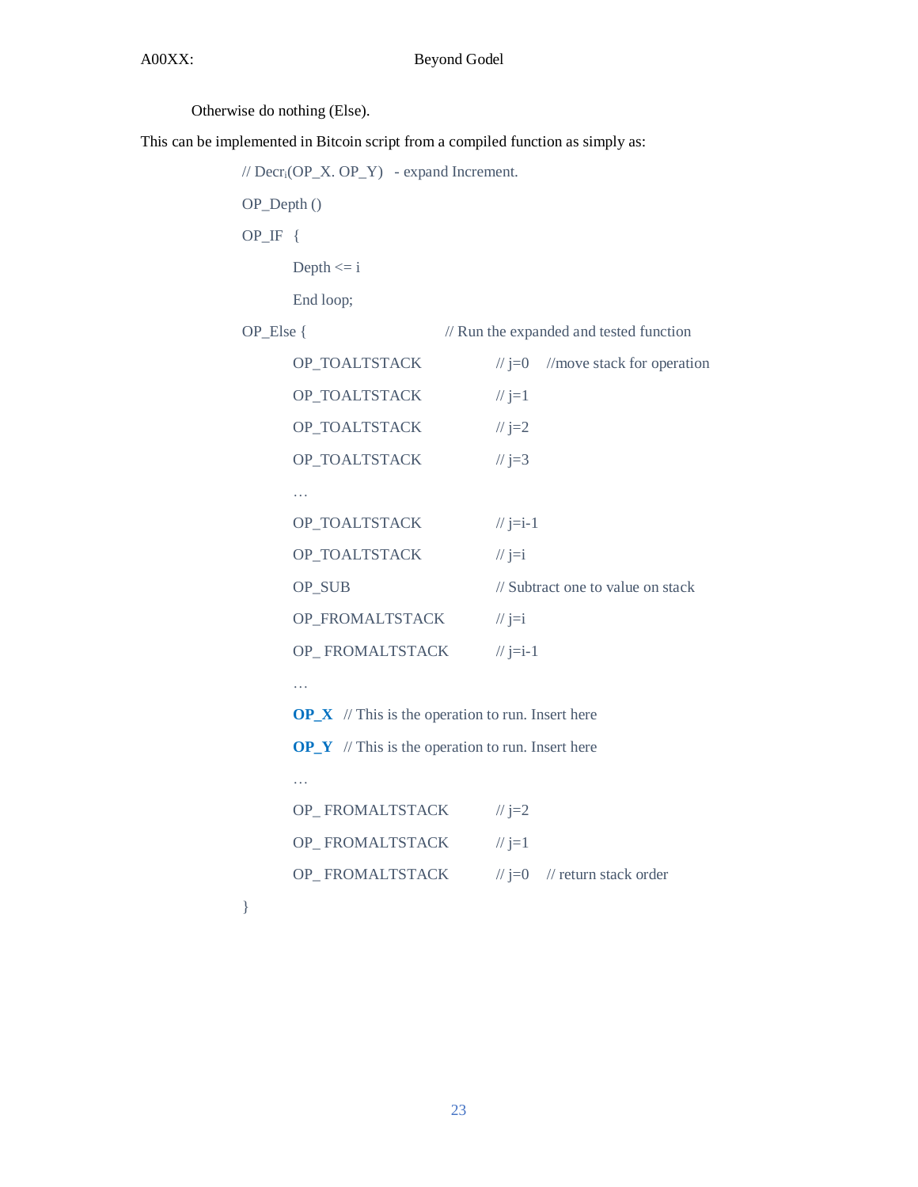Otherwise do nothing (Else).

This can be implemented in Bitcoin script from a compiled function as simply as:

```
// Decr_i(OP_X. OP_Y)   - expand Increment.

OP_Depth ()

OP_IF  {

        Depth <= i

        End loop;

OP_Else {                          // Run the expanded and tested function

        OP_TOALTSTACK              // j=0    //move stack for operation

        OP_TOALTSTACK              // j=1

        OP_TOALTSTACK              // j=2

        OP_TOALTSTACK              // j=3

        …

        OP_TOALTSTACK              // j=i-1

        OP_TOALTSTACK              // j=i

        OP_SUB                     // Subtract one to value on stack

        OP_FROMALTSTACK            // j=i

        OP_ FROMALTSTACK           // j=i-1

        …

        OP_X  // This is the operation to run. Insert here

        OP_Y  // This is the operation to run. Insert here

        …

        OP_ FROMALTSTACK           // j=2

        OP_ FROMALTSTACK           // j=1

        OP_ FROMALTSTACK           // j=0    // return stack order

}
```